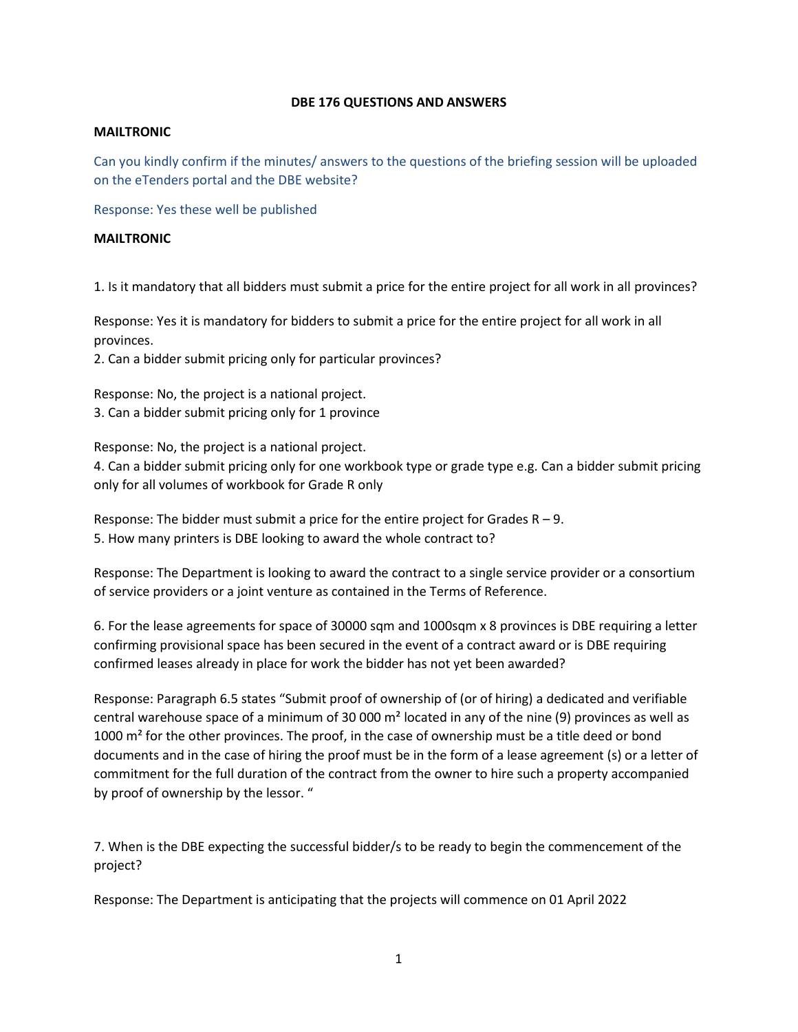# DBE 176 QUESTIONS AND ANSWERS

**MAILTRONIC**

Can you kindly confirm if the minutes/ answers to the questions of the briefing session will be uploaded on the eTenders portal and the DBE website?

Response: Yes these well be published

**MAILTRONIC**

1. Is it mandatory that all bidders must submit a price for the entire project for all work in all provinces?

Response: Yes it is mandatory for bidders to submit a price for the entire project for all work in all provinces.

2. Can a bidder submit pricing only for particular provinces?

Response: No, the project is a national project.

3. Can a bidder submit pricing only for 1 province

Response: No, the project is a national project.

4. Can a bidder submit pricing only for one workbook type or grade type e.g. Can a bidder submit pricing only for all volumes of workbook for Grade R only

Response: The bidder must submit a price for the entire project for Grades R – 9.

5. How many printers is DBE looking to award the whole contract to?

Response: The Department is looking to award the contract to a single service provider or a consortium of service providers or a joint venture as contained in the Terms of Reference.

6. For the lease agreements for space of 30000 sqm and 1000sqm x 8 provinces is DBE requiring a letter confirming provisional space has been secured in the event of a contract award or is DBE requiring confirmed leases already in place for work the bidder has not yet been awarded?

Response: Paragraph 6.5 states "Submit proof of ownership of (or of hiring) a dedicated and verifiable central warehouse space of a minimum of 30 000 m² located in any of the nine (9) provinces as well as 1000 m² for the other provinces. The proof, in the case of ownership must be a title deed or bond documents and in the case of hiring the proof must be in the form of a lease agreement (s) or a letter of commitment for the full duration of the contract from the owner to hire such a property accompanied by proof of ownership by the lessor. "

7. When is the DBE expecting the successful bidder/s to be ready to begin the commencement of the project?

Response: The Department is anticipating that the projects will commence on 01 April 2022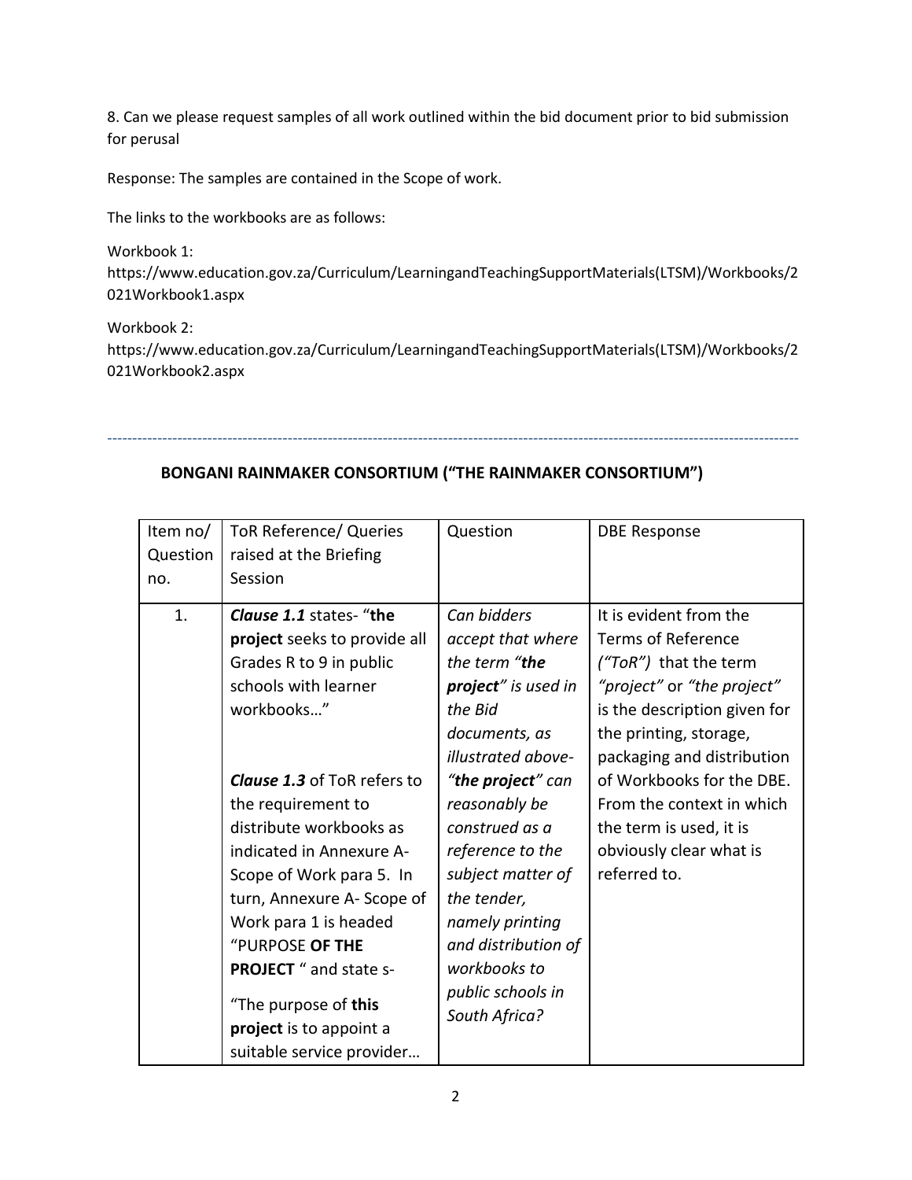8. Can we please request samples of all work outlined within the bid document prior to bid submission for perusal

Response: The samples are contained in the Scope of work.

The links to the workbooks are as follows:

Workbook 1:
https://www.education.gov.za/Curriculum/LearningandTeachingSupportMaterials(LTSM)/Workbooks/2021Workbook1.aspx

Workbook 2:
https://www.education.gov.za/Curriculum/LearningandTeachingSupportMaterials(LTSM)/Workbooks/2021Workbook2.aspx

---

## BONGANI RAINMAKER CONSORTIUM ("THE RAINMAKER CONSORTIUM")

| Item no/ Question no. | ToR Reference/ Queries raised at the Briefing Session | Question | DBE Response |
|---|---|---|---|
| 1. | ***Clause 1.1*** states- "**the project** seeks to provide all Grades R to 9 in public schools with learner workbooks…"<br><br>***Clause 1.3*** of ToR refers to the requirement to distribute workbooks as indicated in Annexure A- Scope of Work para 5. In turn, Annexure A- Scope of Work para 1 is headed "PURPOSE **OF THE PROJECT** " and state s-<br><br>"The purpose of **this project** is to appoint a suitable service provider… | *Can bidders accept that where the term "**the project**" is used in the Bid documents, as illustrated above- "**the project**" can reasonably be construed as a reference to the subject matter of the tender, namely printing and distribution of workbooks to public schools in South Africa?* | It is evident from the Terms of Reference *("ToR")* that the term *"project"* or *"the project"* is the description given for the printing, storage, packaging and distribution of Workbooks for the DBE. From the context in which the term is used, it is obviously clear what is referred to. |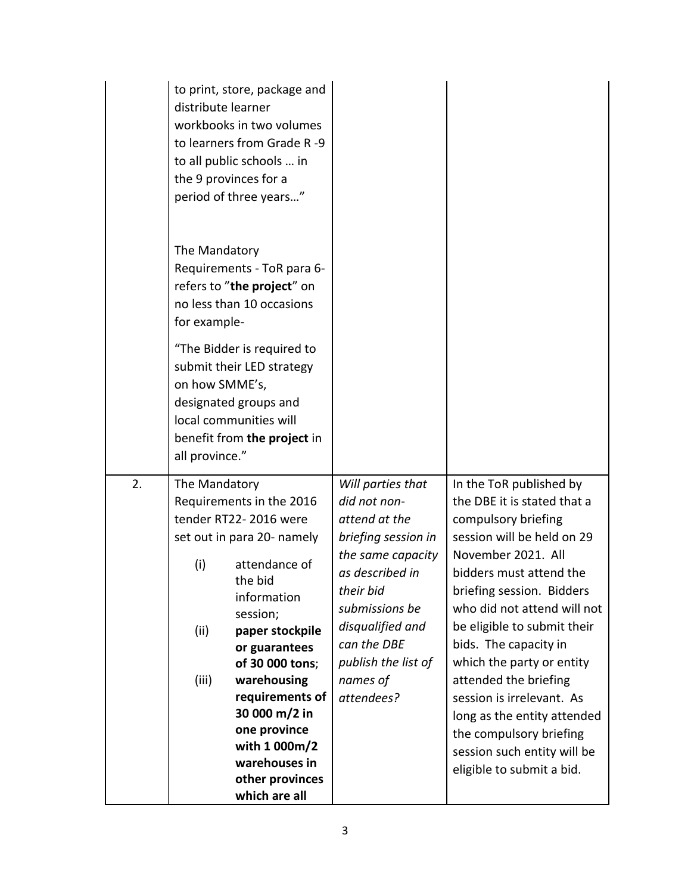| | | | |
|---|---|---|---|
| | to print, store, package and distribute learner workbooks in two volumes to learners from Grade R -9 to all public schools … in the 9 provinces for a period of three years…"<br><br>The Mandatory Requirements - ToR para 6- refers to "**the project**" on no less than 10 occasions for example-<br><br>"The Bidder is required to submit their LED strategy on how SMME's, designated groups and local communities will benefit from **the project** in all province." | | |
| 2. | The Mandatory Requirements in the 2016 tender RT22- 2016 were set out in para 20- namely<br>(i) attendance of the bid information session;<br>(ii) **paper stockpile or guarantees of 30 000 tons**;<br>(iii) **warehousing requirements of 30 000 m/2 in one province with 1 000m/2 warehouses in other provinces which are all** | *Will parties that did not non-attend at the briefing session in the same capacity as described in their bid submissions be disqualified and can the DBE publish the list of names of attendees?* | In the ToR published by the DBE it is stated that a compulsory briefing session will be held on 29 November 2021. All bidders must attend the briefing session. Bidders who did not attend will not be eligible to submit their bids. The capacity in which the party or entity attended the briefing session is irrelevant. As long as the entity attended the compulsory briefing session such entity will be eligible to submit a bid. |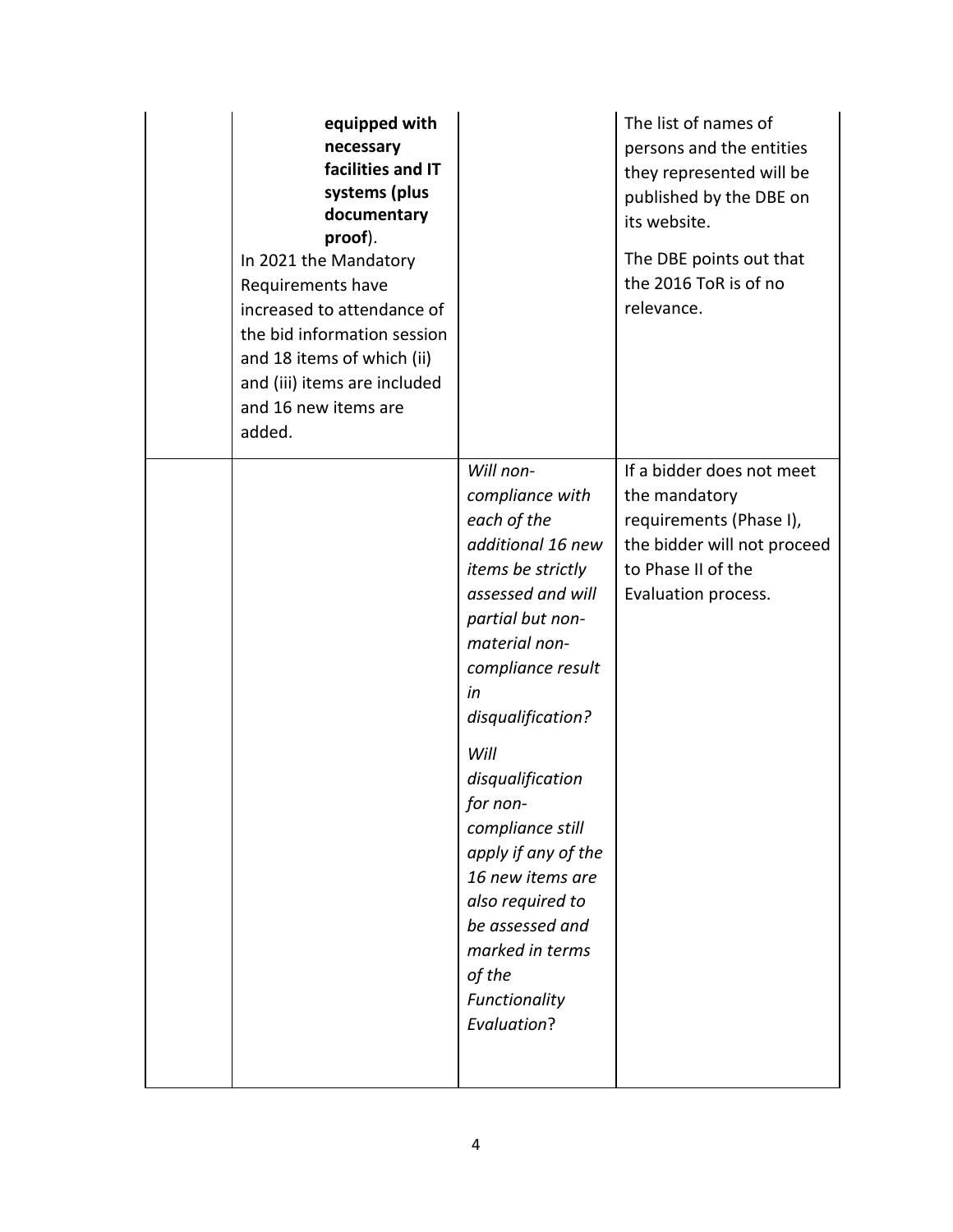| | | | |
|---|---|---|---|
| | **equipped with necessary facilities and IT systems (plus documentary proof**).<br>In 2021 the Mandatory Requirements have increased to attendance of the bid information session and 18 items of which (ii) and (iii) items are included and 16 new items are added. | | The list of names of persons and the entities they represented will be published by the DBE on its website.<br>The DBE points out that the 2016 ToR is of no relevance. |
| | | *Will non-compliance with each of the additional 16 new items be strictly assessed and will partial but non-material non-compliance result in disqualification?*<br>*Will disqualification for non-compliance still apply if any of the 16 new items are also required to be assessed and marked in terms of the Functionality Evaluation*? | If a bidder does not meet the mandatory requirements (Phase I), the bidder will not proceed to Phase II of the Evaluation process. |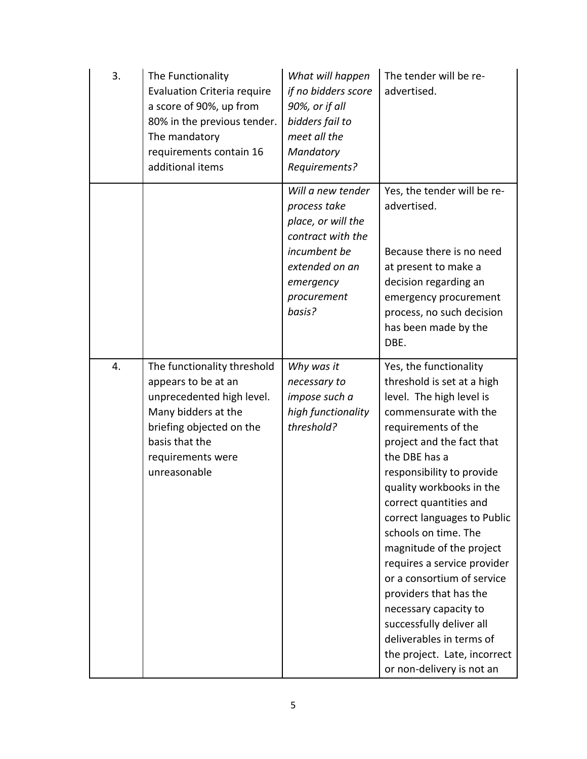| | | | |
|---|---|---|---|
| 3. | The Functionality Evaluation Criteria require a score of 90%, up from 80% in the previous tender. The mandatory requirements contain 16 additional items | *What will happen if no bidders score 90%, or if all bidders fail to meet all the Mandatory Requirements?* | The tender will be re-advertised. |
| | | *Will a new tender process take place, or will the contract with the incumbent be extended on an emergency procurement basis?* | Yes, the tender will be re-advertised.<br><br>Because there is no need at present to make a decision regarding an emergency procurement process, no such decision has been made by the DBE. |
| 4. | The functionality threshold appears to be at an unprecedented high level. Many bidders at the briefing objected on the basis that the requirements were unreasonable | *Why was it necessary to impose such a high functionality threshold?* | Yes, the functionality threshold is set at a high level. The high level is commensurate with the requirements of the project and the fact that the DBE has a responsibility to provide quality workbooks in the correct quantities and correct languages to Public schools on time. The magnitude of the project requires a service provider or a consortium of service providers that has the necessary capacity to successfully deliver all deliverables in terms of the project. Late, incorrect or non-delivery is not an |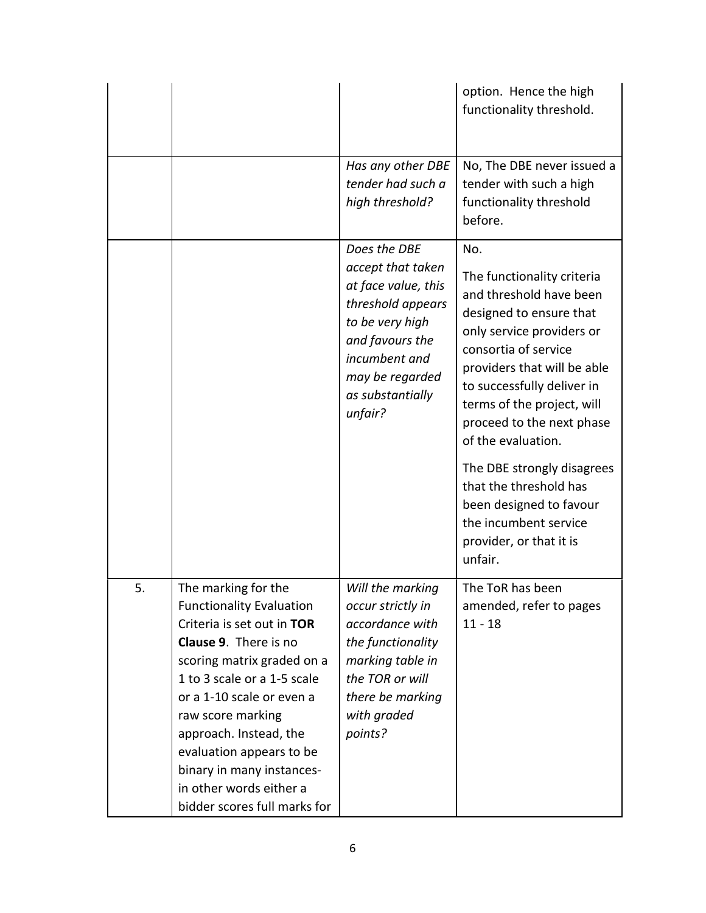| | | | |
|---|---|---|---|
| | | | option. Hence the high functionality threshold. |
| | | *Has any other DBE tender had such a high threshold?* | No, The DBE never issued a tender with such a high functionality threshold before. |
| | | *Does the DBE accept that taken at face value, this threshold appears to be very high and favours the incumbent and may be regarded as substantially unfair?* | No.<br><br>The functionality criteria and threshold have been designed to ensure that only service providers or consortia of service providers that will be able to successfully deliver in terms of the project, will proceed to the next phase of the evaluation.<br><br>The DBE strongly disagrees that the threshold has been designed to favour the incumbent service provider, or that it is unfair. |
| 5. | The marking for the Functionality Evaluation Criteria is set out in **TOR Clause 9**. There is no scoring matrix graded on a 1 to 3 scale or a 1-5 scale or a 1-10 scale or even a raw score marking approach. Instead, the evaluation appears to be binary in many instances- in other words either a bidder scores full marks for | *Will the marking occur strictly in accordance with the functionality marking table in the TOR or will there be marking with graded points?* | The ToR has been amended, refer to pages 11 - 18 |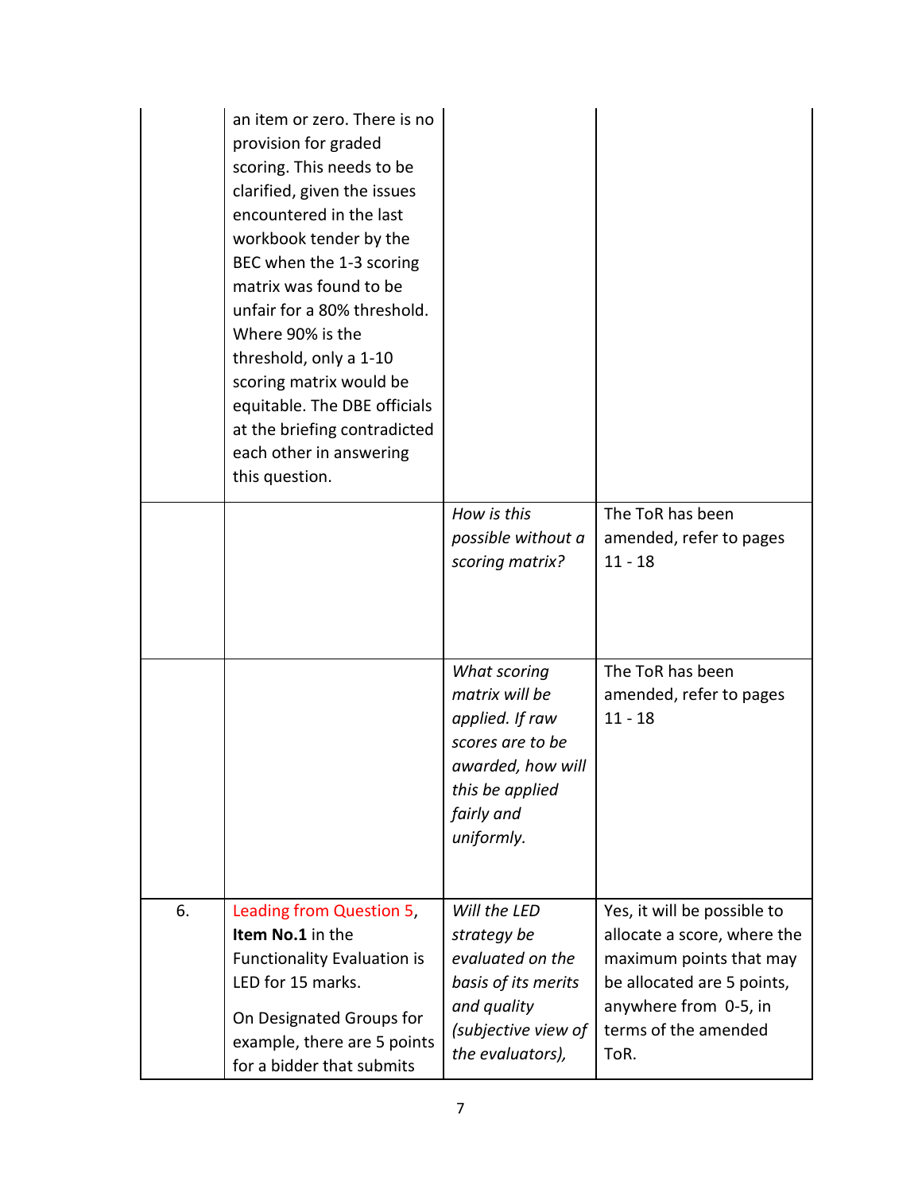| | | | |
|---|---|---|---|
| | an item or zero. There is no provision for graded scoring. This needs to be clarified, given the issues encountered in the last workbook tender by the BEC when the 1-3 scoring matrix was found to be unfair for a 80% threshold. Where 90% is the threshold, only a 1-10 scoring matrix would be equitable. The DBE officials at the briefing contradicted each other in answering this question. | | |
| | | *How is this possible without a scoring matrix?* | The ToR has been amended, refer to pages 11 - 18 |
| | | *What scoring matrix will be applied. If raw scores are to be awarded, how will this be applied fairly and uniformly.* | The ToR has been amended, refer to pages 11 - 18 |
| 6. | Leading from Question 5, **Item No.1** in the Functionality Evaluation is LED for 15 marks.<br><br>On Designated Groups for example, there are 5 points for a bidder that submits | *Will the LED strategy be evaluated on the basis of its merits and quality (subjective view of the evaluators),* | Yes, it will be possible to allocate a score, where the maximum points that may be allocated are 5 points, anywhere from 0-5, in terms of the amended ToR. |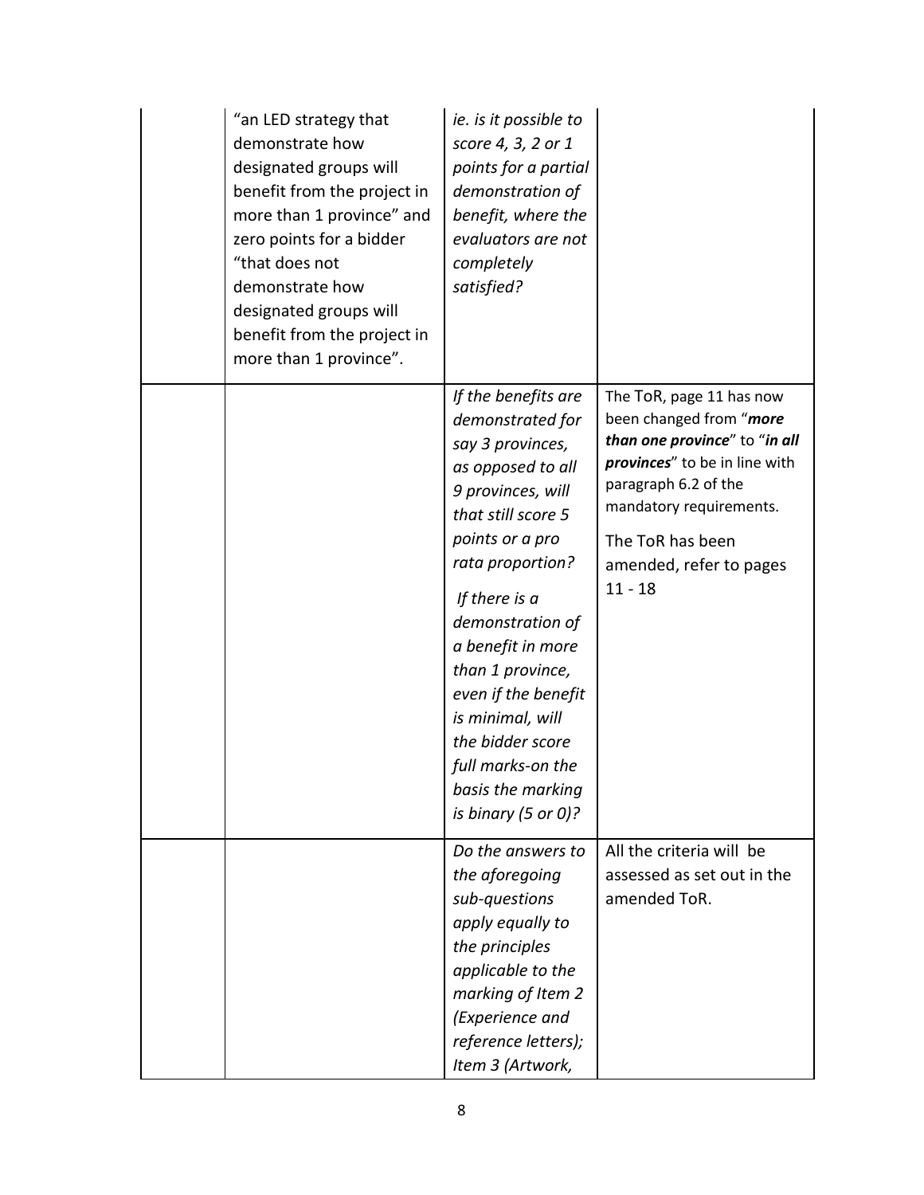| | | | |
|---|---|---|---|
| | "an LED strategy that demonstrate how designated groups will benefit from the project in more than 1 province" and zero points for a bidder "that does not demonstrate how designated groups will benefit from the project in more than 1 province". | *ie. is it possible to score 4, 3, 2 or 1 points for a partial demonstration of benefit, where the evaluators are not completely satisfied?* | |
| | | *If the benefits are demonstrated for say 3 provinces, as opposed to all 9 provinces, will that still score 5 points or a pro rata proportion?*<br><br>*If there is a demonstration of a benefit in more than 1 province, even if the benefit is minimal, will the bidder score full marks-on the basis the marking is binary (5 or 0)?* | The ToR, page 11 has now been changed from "***more than one province***" to "***in all provinces***" to be in line with paragraph 6.2 of the mandatory requirements.<br><br>The ToR has been amended, refer to pages 11 - 18 |
| | | *Do the answers to the aforegoing sub-questions apply equally to the principles applicable to the marking of Item 2 (Experience and reference letters); Item 3 (Artwork,* | All the criteria will be assessed as set out in the amended ToR. |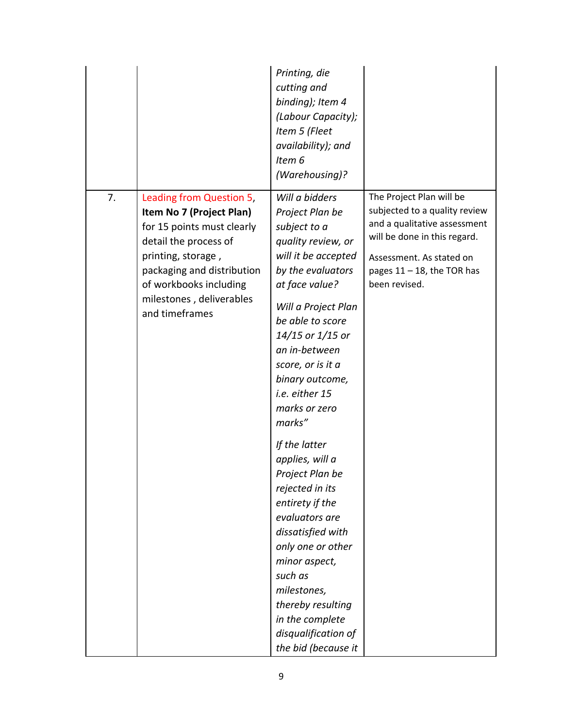| | | | |
|---|---|---|---|
| | | *Printing, die cutting and binding); Item 4 (Labour Capacity); Item 5 (Fleet availability); and Item 6 (Warehousing)?* | |
| 7. | Leading from Question 5, **Item No 7 (Project Plan)** for 15 points must clearly detail the process of printing, storage , packaging and distribution of workbooks including milestones , deliverables and timeframes | *Will a bidders Project Plan be subject to a quality review, or will it be accepted by the evaluators at face value?*<br><br>*Will a Project Plan be able to score 14/15 or 1/15 or an in-between score, or is it a binary outcome, i.e. either 15 marks or zero marks"*<br><br>*If the latter applies, will a Project Plan be rejected in its entirety if the evaluators are dissatisfied with only one or other minor aspect, such as milestones, thereby resulting in the complete disqualification of the bid (because it* | The Project Plan will be subjected to a quality review and a qualitative assessment will be done in this regard.<br><br>Assessment. As stated on pages 11 – 18, the TOR has been revised. |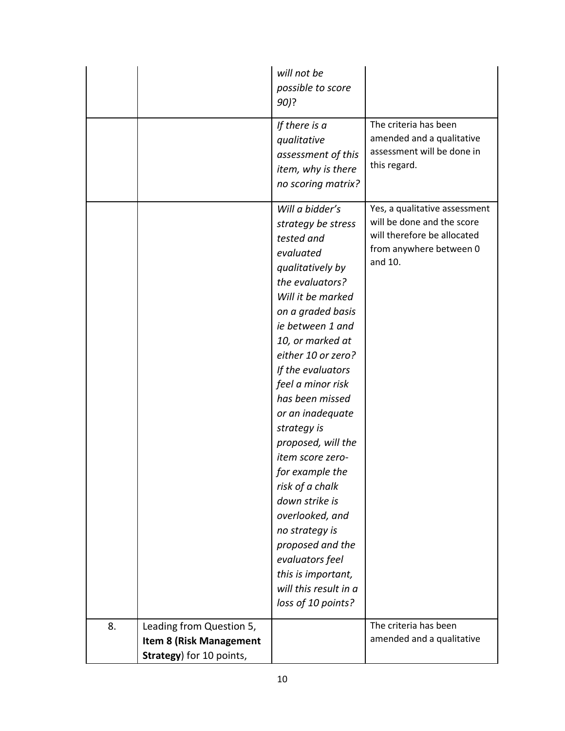| | | | |
|---|---|---|---|
| | | *will not be possible to score 90)*? | |
| | | *If there is a qualitative assessment of this item, why is there no scoring matrix?* | The criteria has been amended and a qualitative assessment will be done in this regard. |
| | | *Will a bidder's strategy be stress tested and evaluated qualitatively by the evaluators? Will it be marked on a graded basis ie between 1 and 10, or marked at either 10 or zero? If the evaluators feel a minor risk has been missed or an inadequate strategy is proposed, will the item score zero- for example the risk of a chalk down strike is overlooked, and no strategy is proposed and the evaluators feel this is important, will this result in a loss of 10 points?* | Yes, a qualitative assessment will be done and the score will therefore be allocated from anywhere between 0 and 10. |
| 8. | Leading from Question 5, **Item 8 (Risk Management Strategy**) for 10 points, | | The criteria has been amended and a qualitative |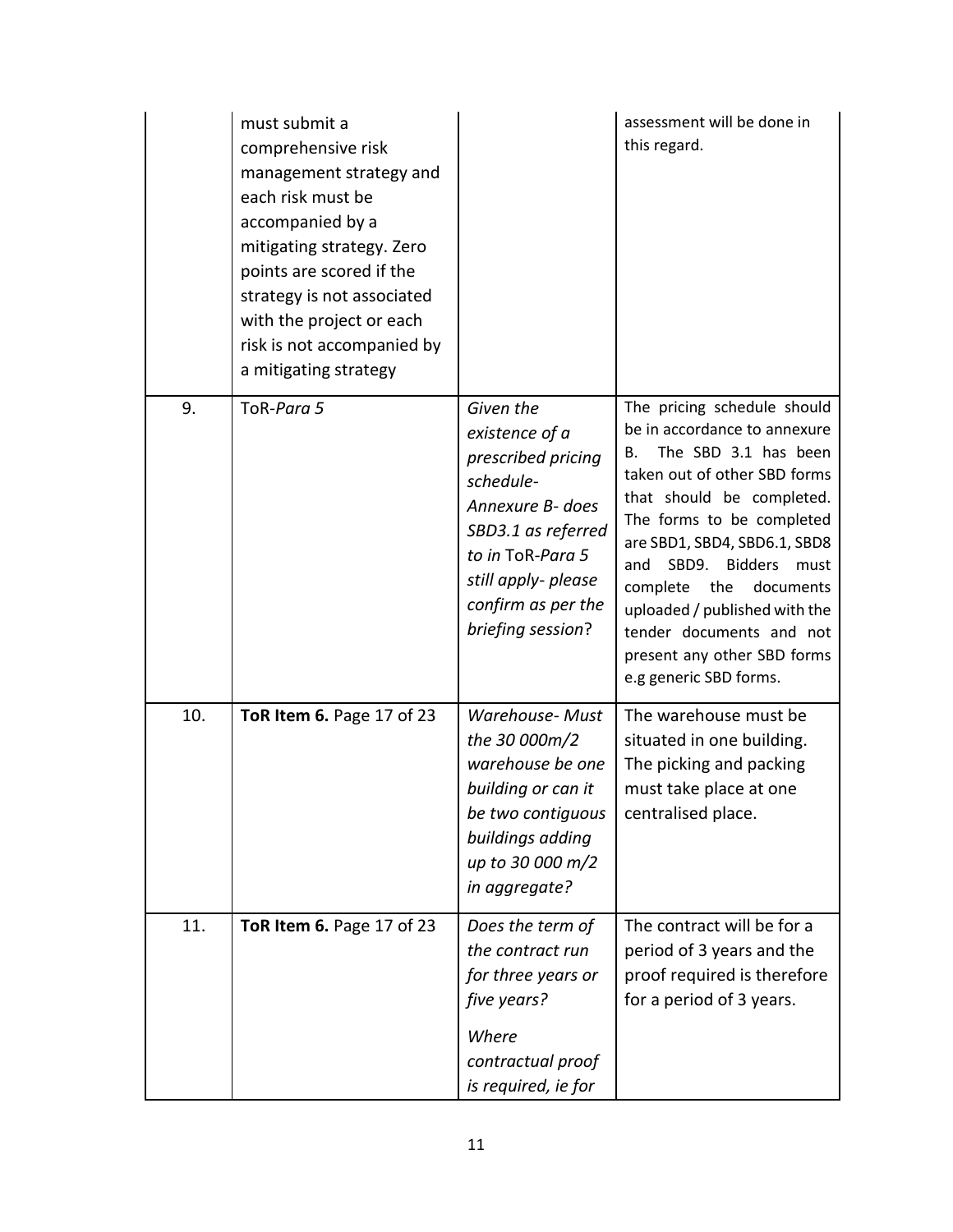| | | | |
|---|---|---|---|
| | must submit a comprehensive risk management strategy and each risk must be accompanied by a mitigating strategy. Zero points are scored if the strategy is not associated with the project or each risk is not accompanied by a mitigating strategy | | assessment will be done in this regard. |
| 9. | ToR-*Para 5* | *Given the existence of a prescribed pricing schedule- Annexure B- does SBD3.1 as referred to in* ToR-*Para 5 still apply- please confirm as per the briefing session*? | The pricing schedule should be in accordance to annexure B. The SBD 3.1 has been taken out of other SBD forms that should be completed. The forms to be completed are SBD1, SBD4, SBD6.1, SBD8 and SBD9. Bidders must complete the documents uploaded / published with the tender documents and not present any other SBD forms e.g generic SBD forms. |
| 10. | **ToR Item 6.** Page 17 of 23 | *Warehouse- Must the 30 000m/2 warehouse be one building or can it be two contiguous buildings adding up to 30 000 m/2 in aggregate?* | The warehouse must be situated in one building. The picking and packing must take place at one centralised place. |
| 11. | **ToR Item 6.** Page 17 of 23 | *Does the term of the contract run for three years or five years?*<br><br>*Where contractual proof is required, ie for* | The contract will be for a period of 3 years and the proof required is therefore for a period of 3 years. |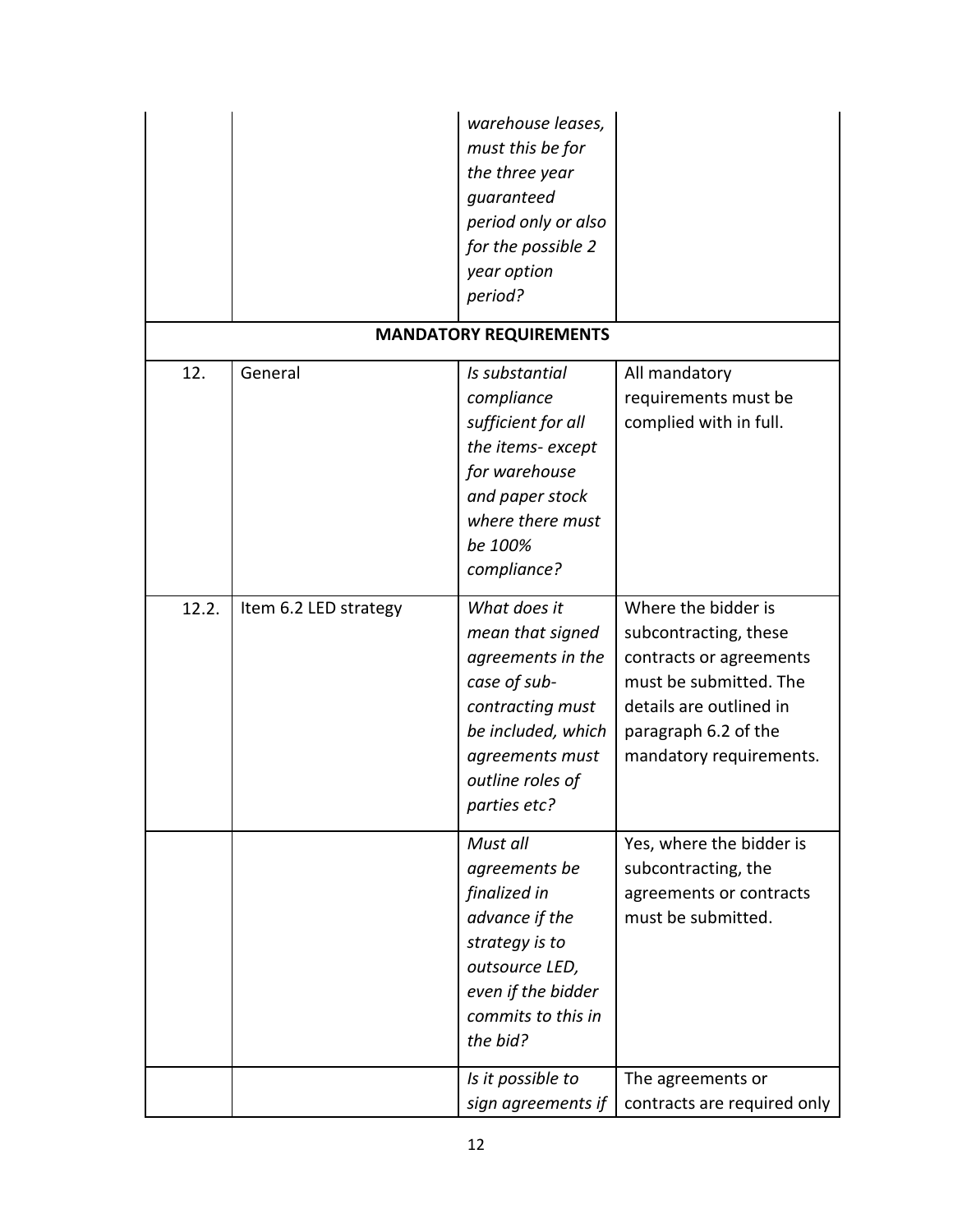| | | | |
|---|---|---|---|
| | | *warehouse leases, must this be for the three year guaranteed period only or also for the possible 2 year option period?* | |
| **MANDATORY REQUIREMENTS** | | | |
| 12. | General | *Is substantial compliance sufficient for all the items- except for warehouse and paper stock where there must be 100% compliance?* | All mandatory requirements must be complied with in full. |
| 12.2. | Item 6.2 LED strategy | *What does it mean that signed agreements in the case of sub-contracting must be included, which agreements must outline roles of parties etc?* | Where the bidder is subcontracting, these contracts or agreements must be submitted. The details are outlined in paragraph 6.2 of the mandatory requirements. |
| | | *Must all agreements be finalized in advance if the strategy is to outsource LED, even if the bidder commits to this in the bid?* | Yes, where the bidder is subcontracting, the agreements or contracts must be submitted. |
| | | *Is it possible to sign agreements if* | The agreements or contracts are required only |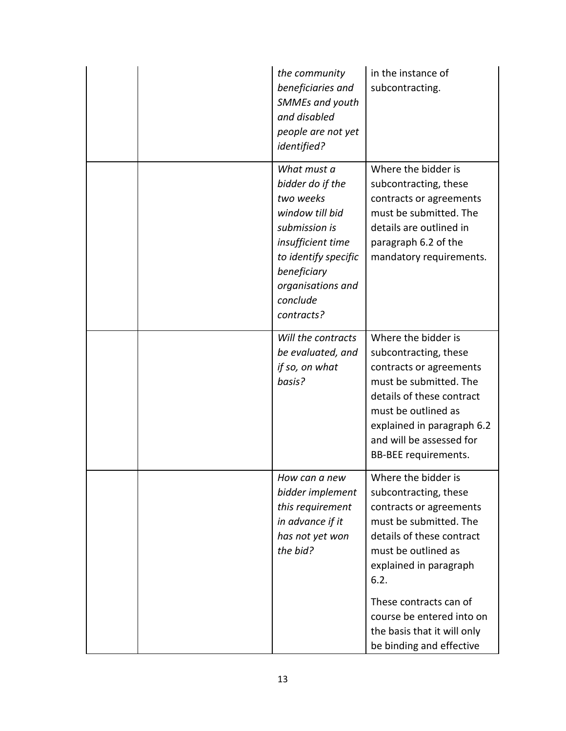| | | | |
|---|---|---|---|
| | | *the community beneficiaries and SMMEs and youth and disabled people are not yet identified?* | in the instance of subcontracting. |
| | | *What must a bidder do if the two weeks window till bid submission is insufficient time to identify specific beneficiary organisations and conclude contracts?* | Where the bidder is subcontracting, these contracts or agreements must be submitted. The details are outlined in paragraph 6.2 of the mandatory requirements. |
| | | *Will the contracts be evaluated, and if so, on what basis?* | Where the bidder is subcontracting, these contracts or agreements must be submitted. The details of these contract must be outlined as explained in paragraph 6.2 and will be assessed for BB-BEE requirements. |
| | | *How can a new bidder implement this requirement in advance if it has not yet won the bid?* | Where the bidder is subcontracting, these contracts or agreements must be submitted. The details of these contract must be outlined as explained in paragraph 6.2.<br><br>These contracts can of course be entered into on the basis that it will only be binding and effective |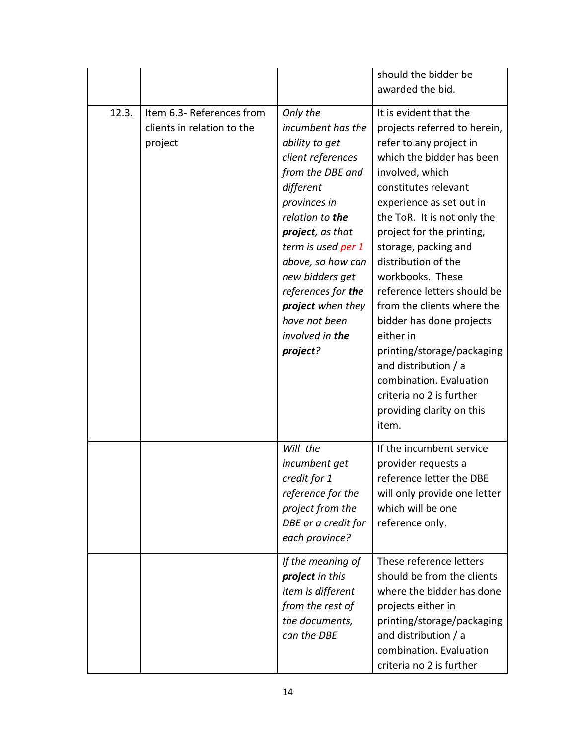| | | | should the bidder be awarded the bid. |
|---|---|---|---|
| 12.3. | Item 6.3- References from clients in relation to the project | *Only the incumbent has the ability to get client references from the DBE and different provinces in relation to **the project**, as that term is used per 1 above, so how can new bidders get references for **the project** when they have not been involved in **the project**?* | It is evident that the projects referred to herein, refer to any project in which the bidder has been involved, which constitutes relevant experience as set out in the ToR. It is not only the project for the printing, storage, packing and distribution of the workbooks. These reference letters should be from the clients where the bidder has done projects either in printing/storage/packaging and distribution / a combination. Evaluation criteria no 2 is further providing clarity on this item. |
| | | *Will the incumbent get credit for 1 reference for the project from the DBE or a credit for each province?* | If the incumbent service provider requests a reference letter the DBE will only provide one letter which will be one reference only. |
| | | *If the meaning of **project** in this item is different from the rest of the documents, can the DBE* | These reference letters should be from the clients where the bidder has done projects either in printing/storage/packaging and distribution / a combination. Evaluation criteria no 2 is further |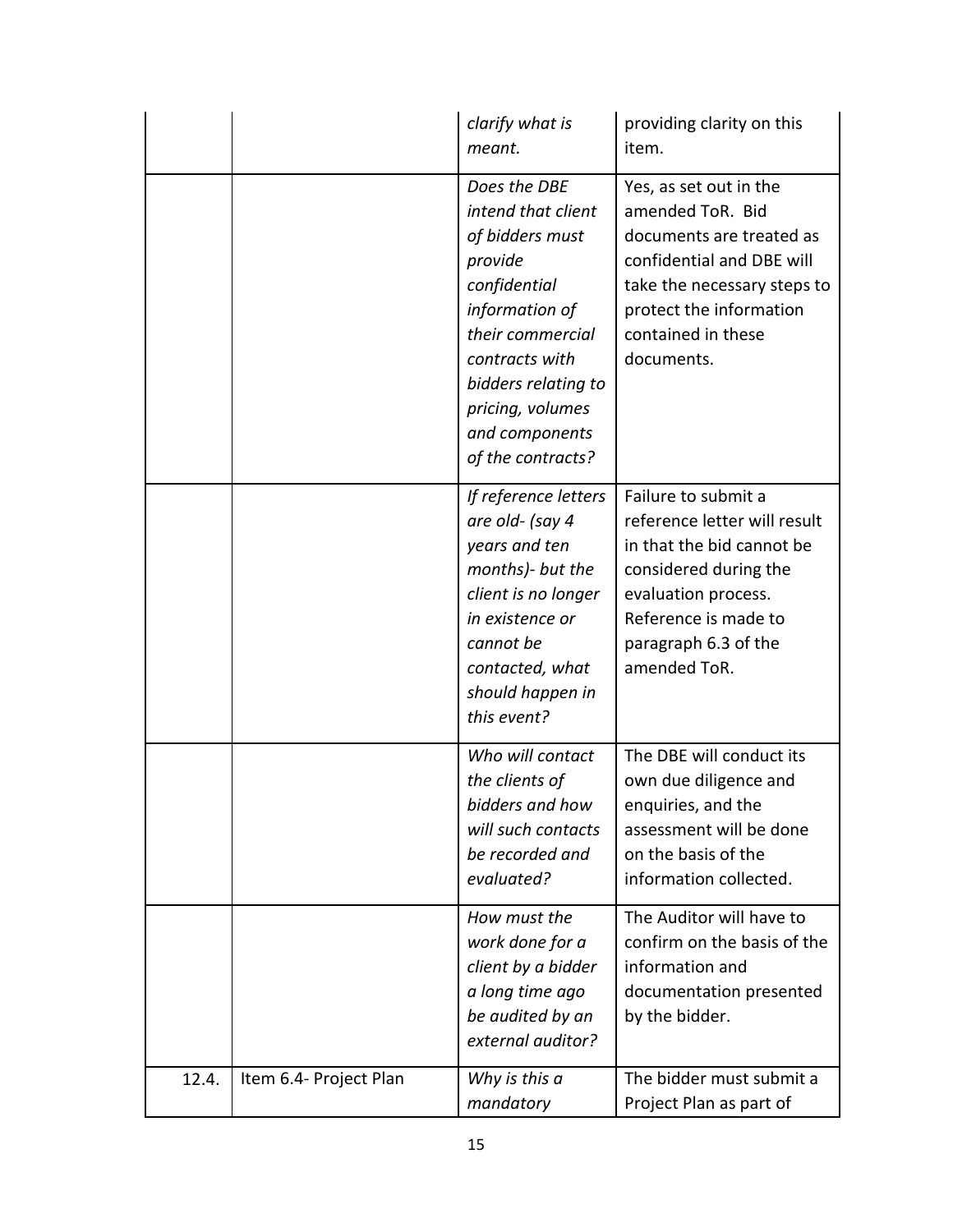| | | *clarify what is meant.* | providing clarity on this item. |
|---|---|---|---|
| | | *Does the DBE intend that client of bidders must provide confidential information of their commercial contracts with bidders relating to pricing, volumes and components of the contracts?* | Yes, as set out in the amended ToR. Bid documents are treated as confidential and DBE will take the necessary steps to protect the information contained in these documents. |
| | | *If reference letters are old- (say 4 years and ten months)- but the client is no longer in existence or cannot be contacted, what should happen in this event?* | Failure to submit a reference letter will result in that the bid cannot be considered during the evaluation process. Reference is made to paragraph 6.3 of the amended ToR. |
| | | *Who will contact the clients of bidders and how will such contacts be recorded and evaluated?* | The DBE will conduct its own due diligence and enquiries, and the assessment will be done on the basis of the information collected. |
| | | *How must the work done for a client by a bidder a long time ago be audited by an external auditor?* | The Auditor will have to confirm on the basis of the information and documentation presented by the bidder. |
| 12.4. | Item 6.4- Project Plan | *Why is this a mandatory* | The bidder must submit a Project Plan as part of |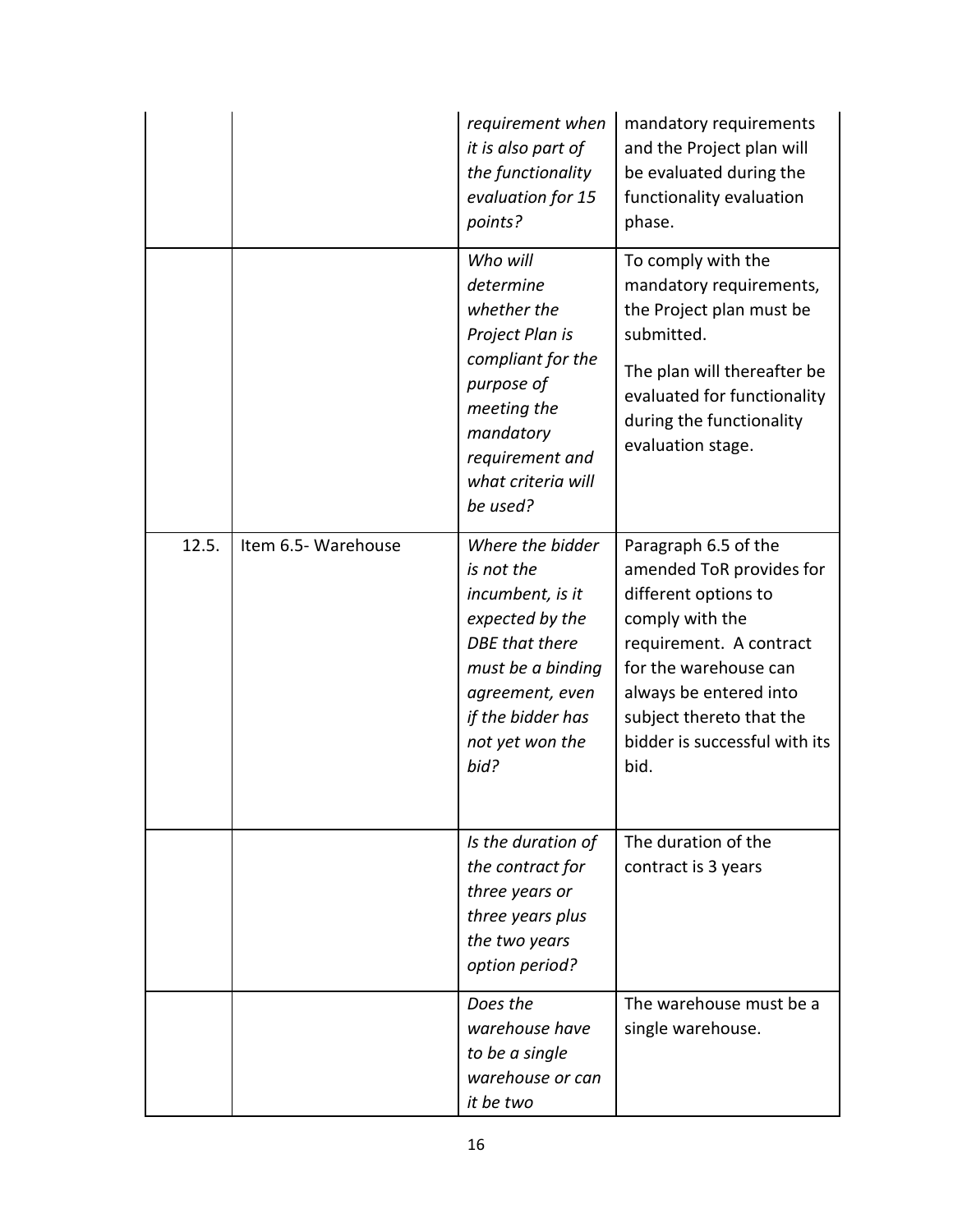| | | | |
|---|---|---|---|
| | | *requirement when it is also part of the functionality evaluation for 15 points?* | mandatory requirements and the Project plan will be evaluated during the functionality evaluation phase. |
| | | *Who will determine whether the Project Plan is compliant for the purpose of meeting the mandatory requirement and what criteria will be used?* | To comply with the mandatory requirements, the Project plan must be submitted. The plan will thereafter be evaluated for functionality during the functionality evaluation stage. |
| 12.5. | Item 6.5- Warehouse | *Where the bidder is not the incumbent, is it expected by the DBE that there must be a binding agreement, even if the bidder has not yet won the bid?* | Paragraph 6.5 of the amended ToR provides for different options to comply with the requirement. A contract for the warehouse can always be entered into subject thereto that the bidder is successful with its bid. |
| | | *Is the duration of the contract for three years or three years plus the two years option period?* | The duration of the contract is 3 years |
| | | *Does the warehouse have to be a single warehouse or can it be two* | The warehouse must be a single warehouse. |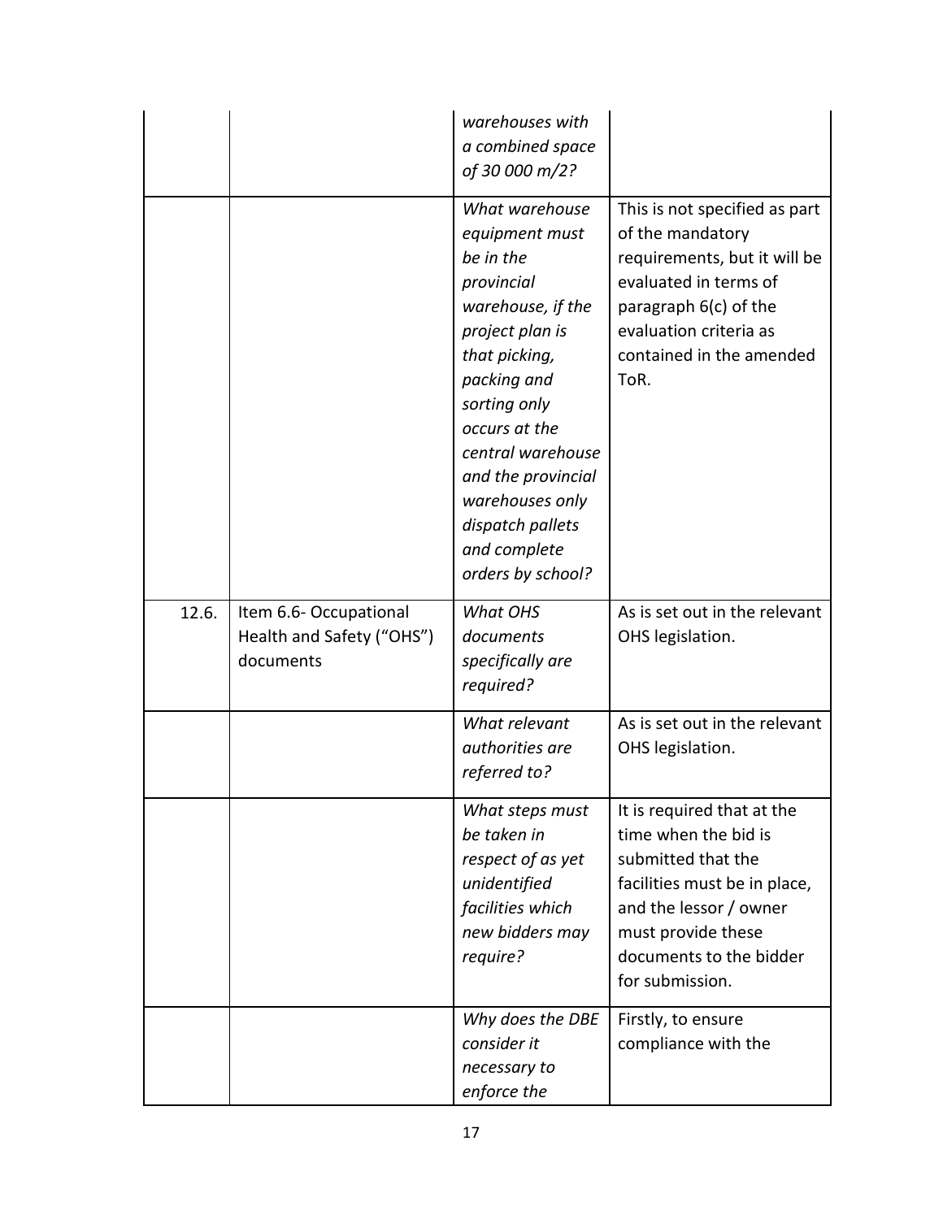| | | | |
|---|---|---|---|
| | | *warehouses with a combined space of 30 000 m/2?* | |
| | | *What warehouse equipment must be in the provincial warehouse, if the project plan is that picking, packing and sorting only occurs at the central warehouse and the provincial warehouses only dispatch pallets and complete orders by school?* | This is not specified as part of the mandatory requirements, but it will be evaluated in terms of paragraph 6(c) of the evaluation criteria as contained in the amended ToR. |
| 12.6. | Item 6.6- Occupational Health and Safety ("OHS") documents | *What OHS documents specifically are required?* | As is set out in the relevant OHS legislation. |
| | | *What relevant authorities are referred to?* | As is set out in the relevant OHS legislation. |
| | | *What steps must be taken in respect of as yet unidentified facilities which new bidders may require?* | It is required that at the time when the bid is submitted that the facilities must be in place, and the lessor / owner must provide these documents to the bidder for submission. |
| | | *Why does the DBE consider it necessary to enforce the* | Firstly, to ensure compliance with the |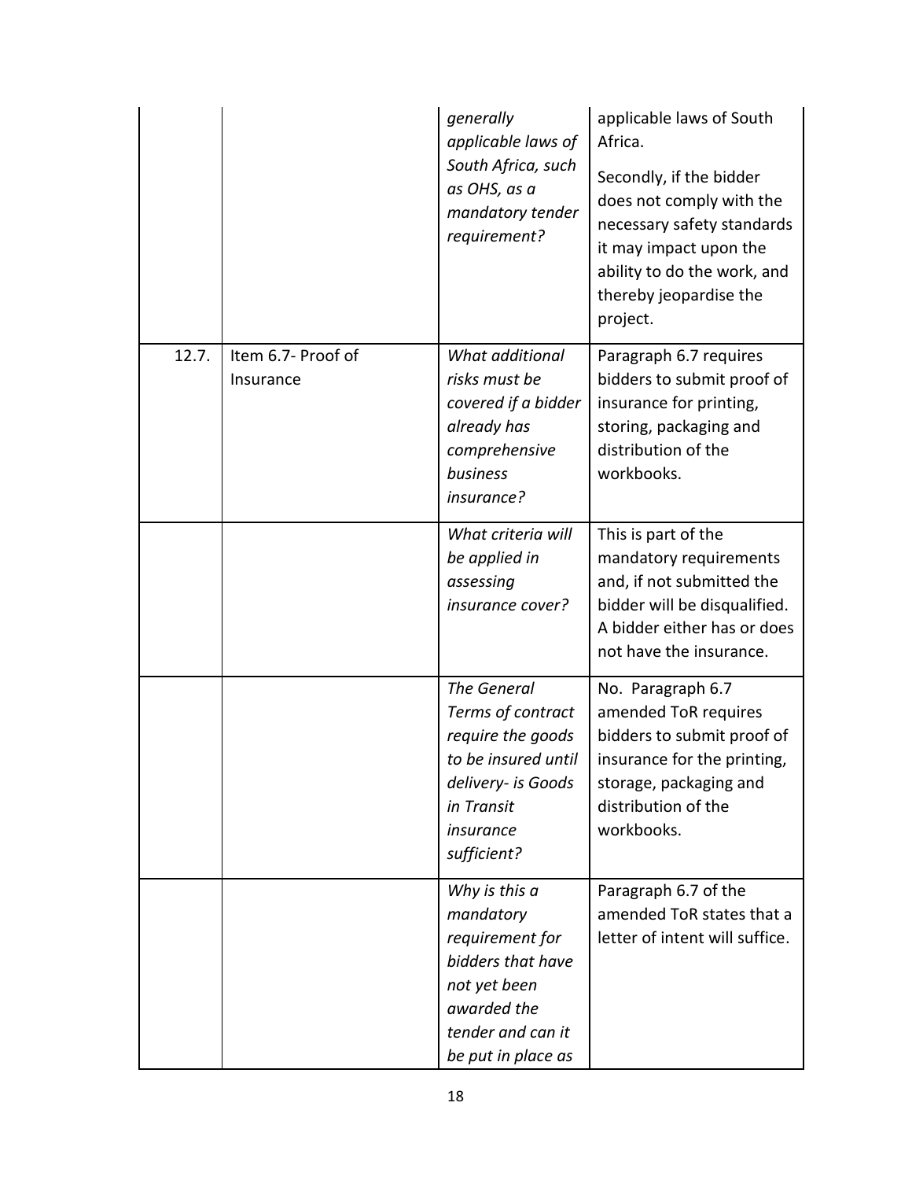| | | | |
|---|---|---|---|
| | | *generally applicable laws of South Africa, such as OHS, as a mandatory tender requirement?* | applicable laws of South Africa.<br><br>Secondly, if the bidder does not comply with the necessary safety standards it may impact upon the ability to do the work, and thereby jeopardise the project. |
| 12.7. | Item 6.7- Proof of Insurance | *What additional risks must be covered if a bidder already has comprehensive business insurance?* | Paragraph 6.7 requires bidders to submit proof of insurance for printing, storing, packaging and distribution of the workbooks. |
| | | *What criteria will be applied in assessing insurance cover?* | This is part of the mandatory requirements and, if not submitted the bidder will be disqualified. A bidder either has or does not have the insurance. |
| | | *The General Terms of contract require the goods to be insured until delivery- is Goods in Transit insurance sufficient?* | No. Paragraph 6.7 amended ToR requires bidders to submit proof of insurance for the printing, storage, packaging and distribution of the workbooks. |
| | | *Why is this a mandatory requirement for bidders that have not yet been awarded the tender and can it be put in place as* | Paragraph 6.7 of the amended ToR states that a letter of intent will suffice. |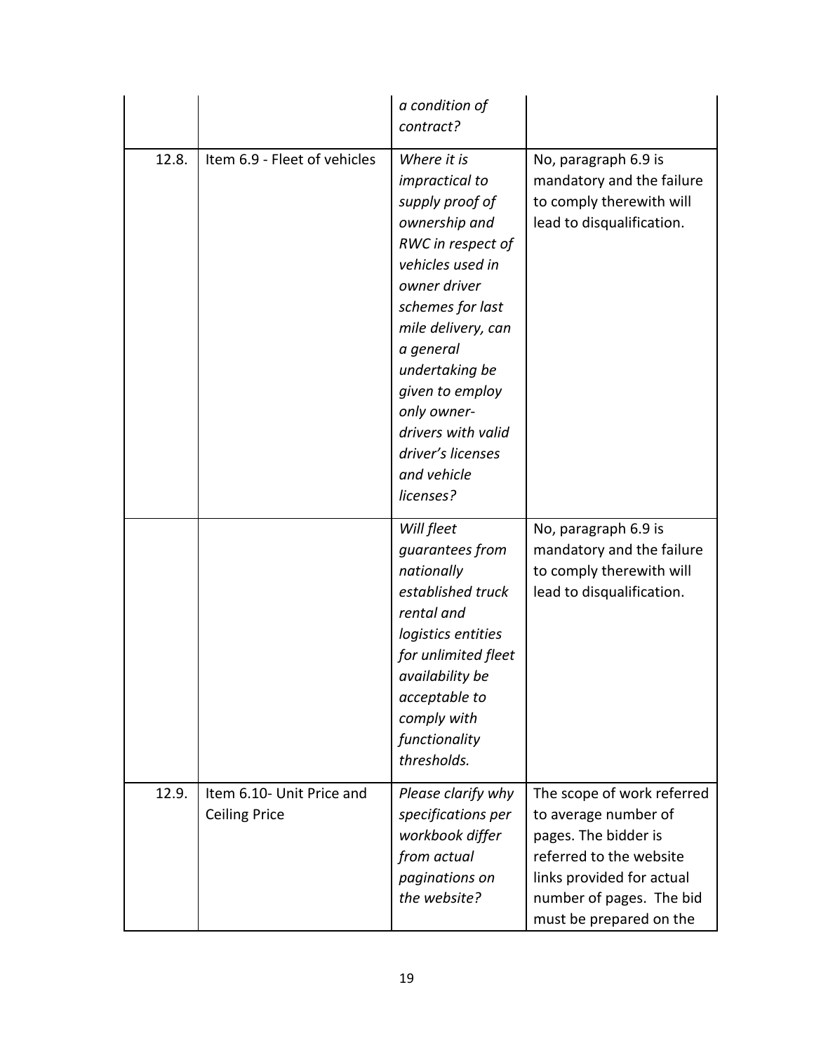|  |  |  |  |
|---|---|---|---|
|  |  | *a condition of contract?* |  |
| 12.8. | Item 6.9 - Fleet of vehicles | *Where it is impractical to supply proof of ownership and RWC in respect of vehicles used in owner driver schemes for last mile delivery, can a general undertaking be given to employ only owner-drivers with valid driver's licenses and vehicle licenses?* | No, paragraph 6.9 is mandatory and the failure to comply therewith will lead to disqualification. |
|  |  | *Will fleet guarantees from nationally established truck rental and logistics entities for unlimited fleet availability be acceptable to comply with functionality thresholds.* | No, paragraph 6.9 is mandatory and the failure to comply therewith will lead to disqualification. |
| 12.9. | Item 6.10- Unit Price and Ceiling Price | *Please clarify why specifications per workbook differ from actual paginations on the website?* | The scope of work referred to average number of pages. The bidder is referred to the website links provided for actual number of pages. The bid must be prepared on the |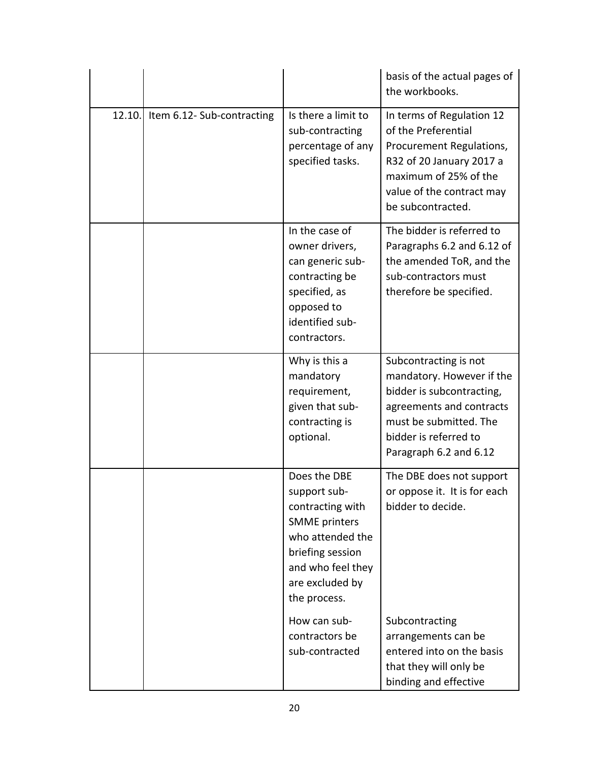| | | | |
|---|---|---|---|
| | | | basis of the actual pages of the workbooks. |
| 12.10. | Item 6.12- Sub-contracting | Is there a limit to sub-contracting percentage of any specified tasks. | In terms of Regulation 12 of the Preferential Procurement Regulations, R32 of 20 January 2017 a maximum of 25% of the value of the contract may be subcontracted. |
| | | In the case of owner drivers, can generic sub-contracting be specified, as opposed to identified sub-contractors. | The bidder is referred to Paragraphs 6.2 and 6.12 of the amended ToR, and the sub-contractors must therefore be specified. |
| | | Why is this a mandatory requirement, given that sub-contracting is optional. | Subcontracting is not mandatory. However if the bidder is subcontracting, agreements and contracts must be submitted. The bidder is referred to Paragraph 6.2 and 6.12 |
| | | Does the DBE support sub-contracting with SMME printers who attended the briefing session and who feel they are excluded by the process.<br><br>How can sub-contractors be sub-contracted | The DBE does not support or oppose it. It is for each bidder to decide.<br><br>Subcontracting arrangements can be entered into on the basis that they will only be binding and effective |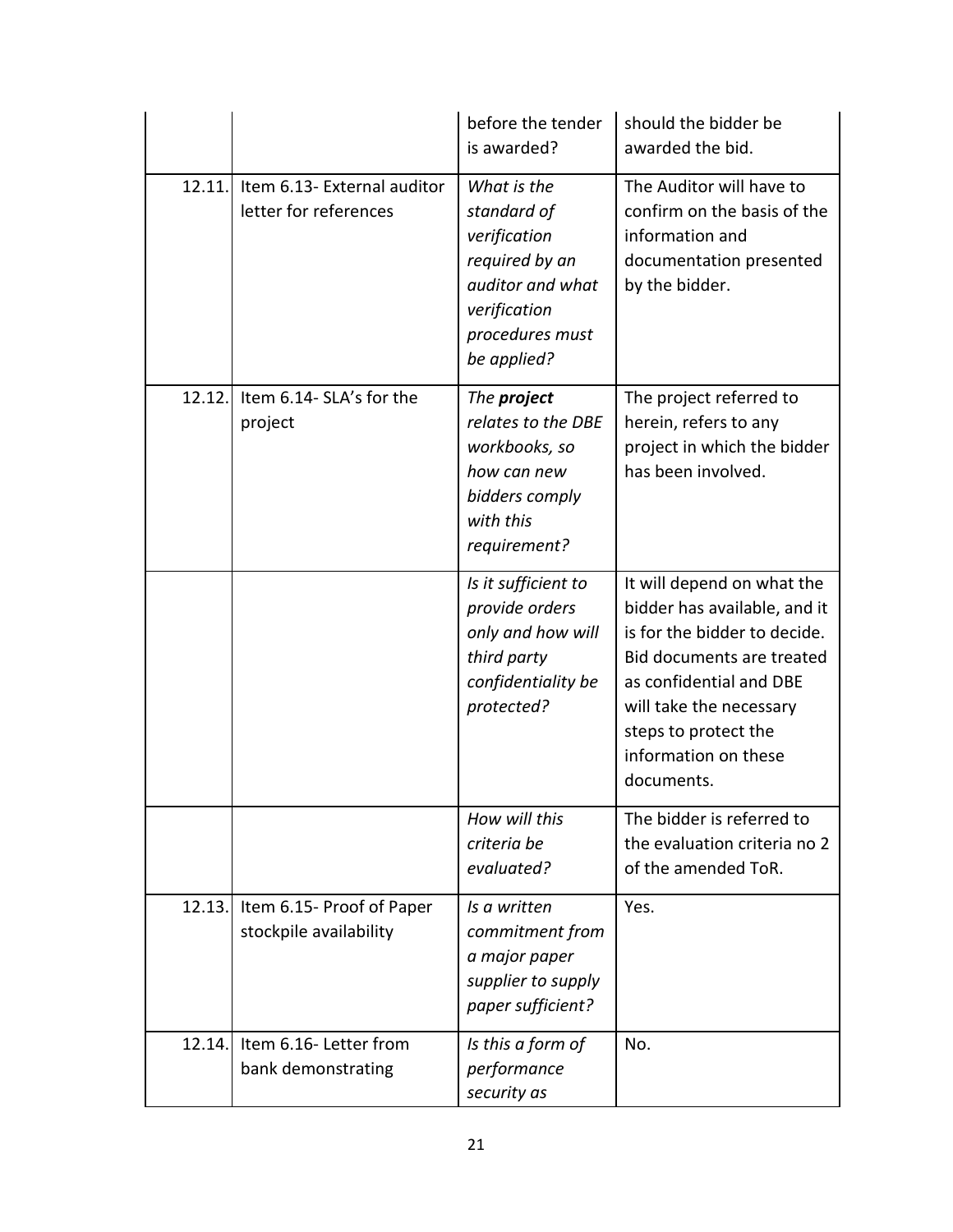| | | | |
|---|---|---|---|
| | | *before the tender is awarded?* | should the bidder be awarded the bid. |
| 12.11. | Item 6.13- External auditor letter for references | *What is the standard of verification required by an auditor and what verification procedures must be applied?* | The Auditor will have to confirm on the basis of the information and documentation presented by the bidder. |
| 12.12. | Item 6.14- SLA's for the project | *The **project** relates to the DBE workbooks, so how can new bidders comply with this requirement?* | The project referred to herein, refers to any project in which the bidder has been involved. |
| | | *Is it sufficient to provide orders only and how will third party confidentiality be protected?* | It will depend on what the bidder has available, and it is for the bidder to decide. Bid documents are treated as confidential and DBE will take the necessary steps to protect the information on these documents. |
| | | *How will this criteria be evaluated?* | The bidder is referred to the evaluation criteria no 2 of the amended ToR. |
| 12.13. | Item 6.15- Proof of Paper stockpile availability | *Is a written commitment from a major paper supplier to supply paper sufficient?* | Yes. |
| 12.14. | Item 6.16- Letter from bank demonstrating | *Is this a form of performance security as* | No. |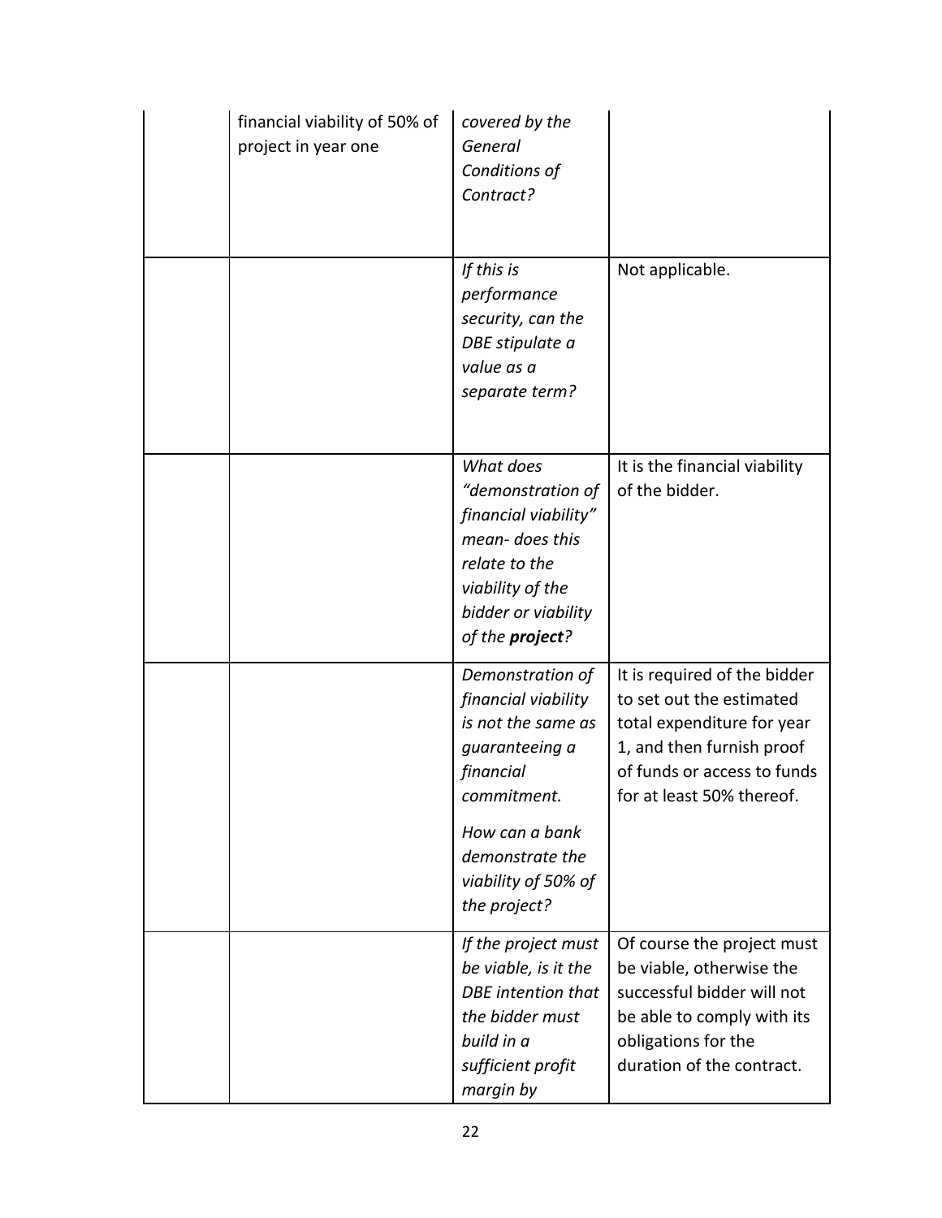| | | | |
|---|---|---|---|
| | financial viability of 50% of project in year one | *covered by the General Conditions of Contract?* | |
| | | *If this is performance security, can the DBE stipulate a value as a separate term?* | Not applicable. |
| | | *What does "demonstration of financial viability" mean- does this relate to the viability of the bidder or viability of the **project**?* | It is the financial viability of the bidder. |
| | | *Demonstration of financial viability is not the same as guaranteeing a financial commitment.*<br><br>*How can a bank demonstrate the viability of 50% of the project?* | It is required of the bidder to set out the estimated total expenditure for year 1, and then furnish proof of funds or access to funds for at least 50% thereof. |
| | | *If the project must be viable, is it the DBE intention that the bidder must build in a sufficient profit margin by* | Of course the project must be viable, otherwise the successful bidder will not be able to comply with its obligations for the duration of the contract. |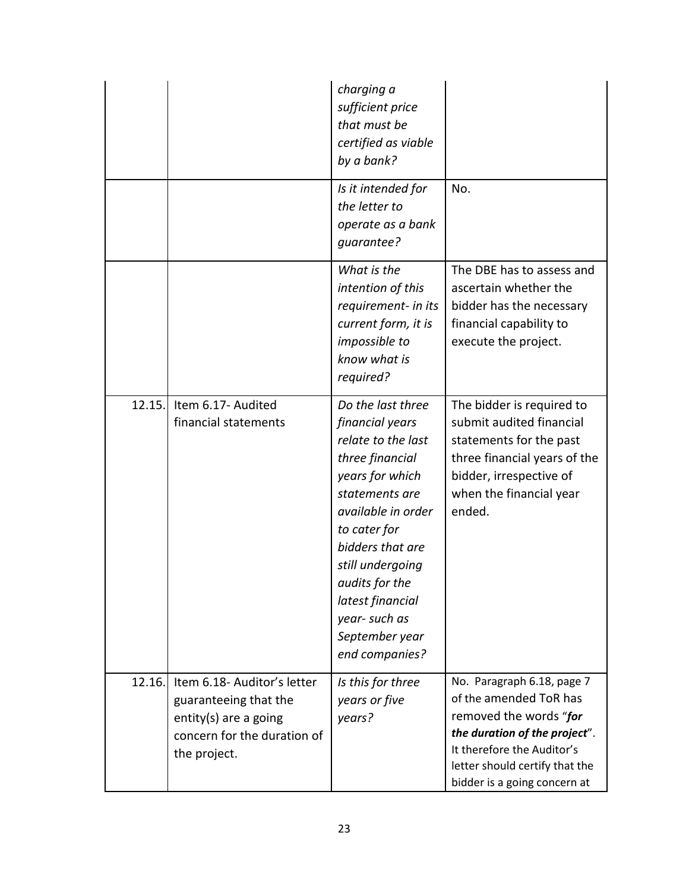| | | | |
|---|---|---|---|
| | | *charging a sufficient price that must be certified as viable by a bank?* | |
| | | *Is it intended for the letter to operate as a bank guarantee?* | No. |
| | | *What is the intention of this requirement- in its current form, it is impossible to know what is required?* | The DBE has to assess and ascertain whether the bidder has the necessary financial capability to execute the project. |
| 12.15. | Item 6.17- Audited financial statements | *Do the last three financial years relate to the last three financial years for which statements are available in order to cater for bidders that are still undergoing audits for the latest financial year- such as September year end companies?* | The bidder is required to submit audited financial statements for the past three financial years of the bidder, irrespective of when the financial year ended. |
| 12.16. | Item 6.18- Auditor's letter guaranteeing that the entity(s) are a going concern for the duration of the project. | *Is this for three years or five years?* | No. Paragraph 6.18, page 7 of the amended ToR has removed the words "***for the duration of the project***". It therefore the Auditor's letter should certify that the bidder is a going concern at |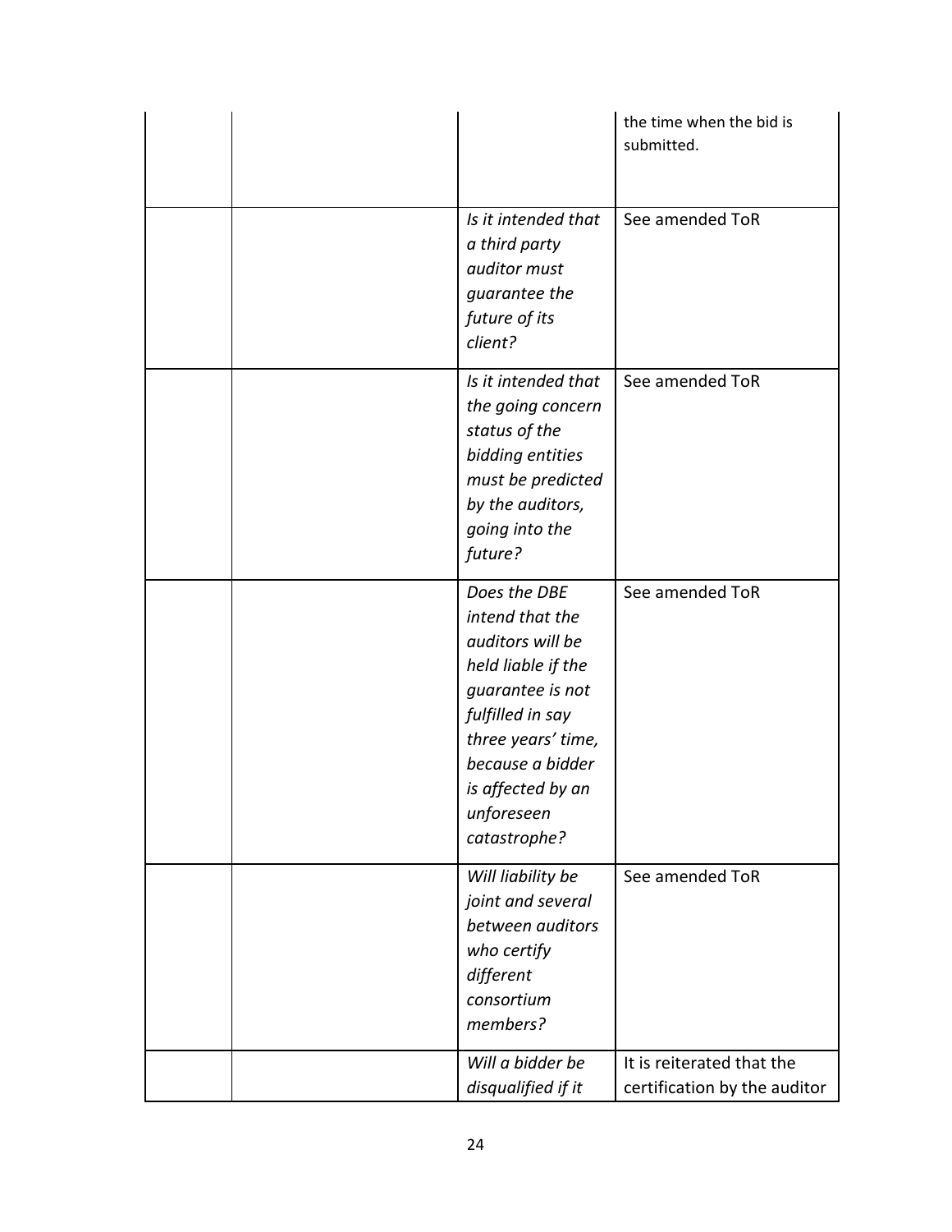| | | | |
|---|---|---|---|
| | | | the time when the bid is submitted. |
| | | *Is it intended that a third party auditor must guarantee the future of its client?* | See amended ToR |
| | | *Is it intended that the going concern status of the bidding entities must be predicted by the auditors, going into the future?* | See amended ToR |
| | | *Does the DBE intend that the auditors will be held liable if the guarantee is not fulfilled in say three years' time, because a bidder is affected by an unforeseen catastrophe?* | See amended ToR |
| | | *Will liability be joint and several between auditors who certify different consortium members?* | See amended ToR |
| | | *Will a bidder be disqualified if it* | It is reiterated that the certification by the auditor |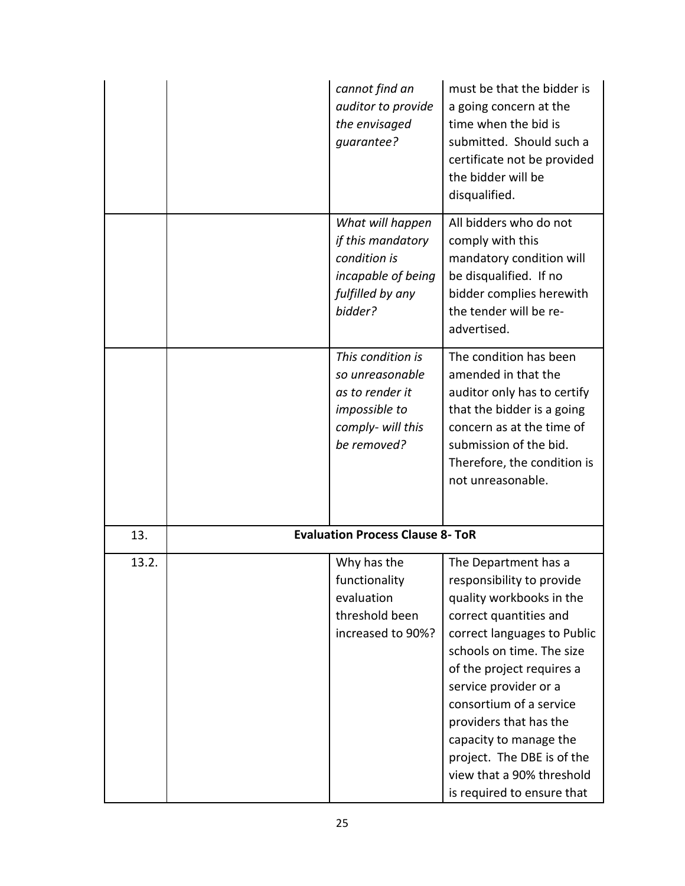| | | | |
|---|---|---|---|
| | | *cannot find an auditor to provide the envisaged guarantee?* | must be that the bidder is a going concern at the time when the bid is submitted. Should such a certificate not be provided the bidder will be disqualified. |
| | | *What will happen if this mandatory condition is incapable of being fulfilled by any bidder?* | All bidders who do not comply with this mandatory condition will be disqualified. If no bidder complies herewith the tender will be re-advertised. |
| | | *This condition is so unreasonable as to render it impossible to comply- will this be removed?* | The condition has been amended in that the auditor only has to certify that the bidder is a going concern as at the time of submission of the bid. Therefore, the condition is not unreasonable. |
| 13. | **Evaluation Process Clause 8- ToR** | | |
| 13.2. | | Why has the functionality evaluation threshold been increased to 90%? | The Department has a responsibility to provide quality workbooks in the correct quantities and correct languages to Public schools on time. The size of the project requires a service provider or a consortium of a service providers that has the capacity to manage the project. The DBE is of the view that a 90% threshold is required to ensure that |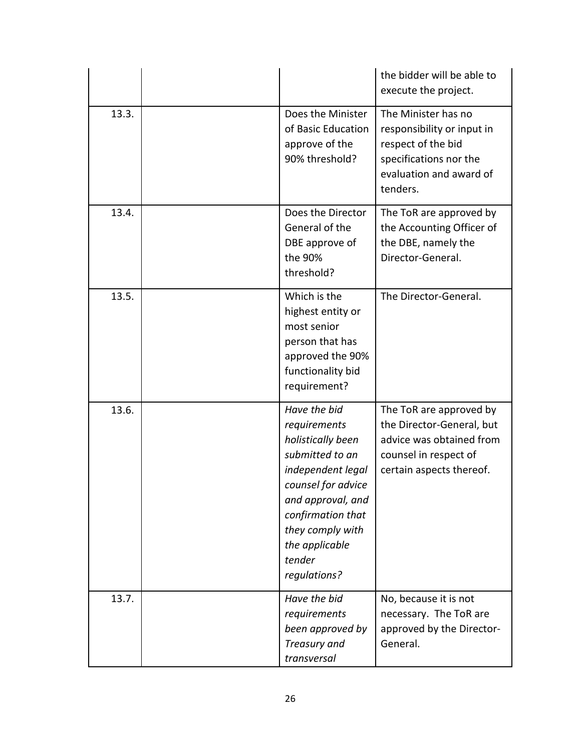| | | | |
|---|---|---|---|
| | | | the bidder will be able to execute the project. |
| 13.3. | | Does the Minister of Basic Education approve of the 90% threshold? | The Minister has no responsibility or input in respect of the bid specifications nor the evaluation and award of tenders. |
| 13.4. | | Does the Director General of the DBE approve of the 90% threshold? | The ToR are approved by the Accounting Officer of the DBE, namely the Director-General. |
| 13.5. | | Which is the highest entity or most senior person that has approved the 90% functionality bid requirement? | The Director-General. |
| 13.6. | | *Have the bid requirements holistically been submitted to an independent legal counsel for advice and approval, and confirmation that they comply with the applicable tender regulations?* | The ToR are approved by the Director-General, but advice was obtained from counsel in respect of certain aspects thereof. |
| 13.7. | | *Have the bid requirements been approved by Treasury and transversal* | No, because it is not necessary. The ToR are approved by the Director-General. |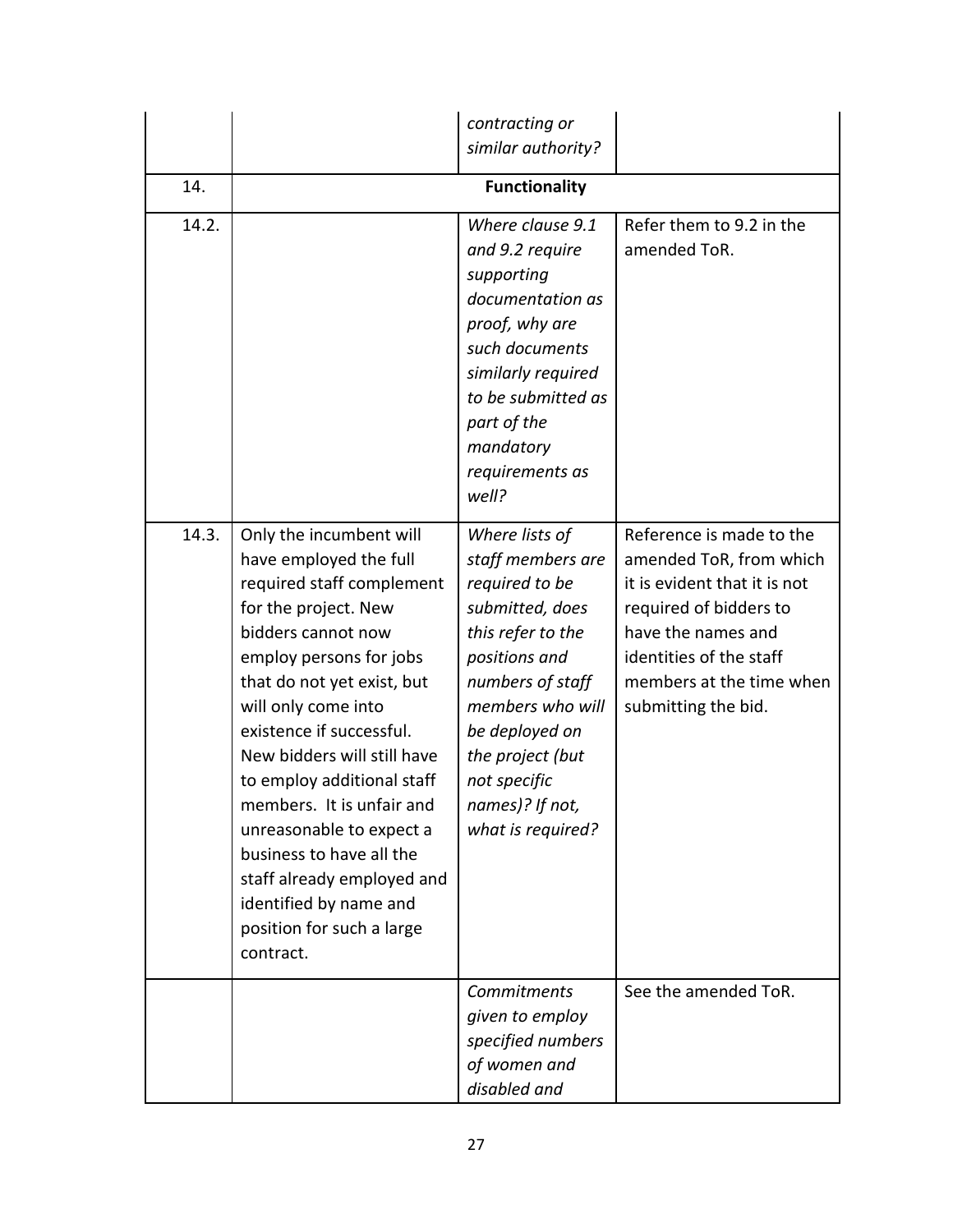| | | | |
|---|---|---|---|
| | | *contracting or similar authority?* | |
| 14. | **Functionality** | | |
| 14.2. | | *Where clause 9.1 and 9.2 require supporting documentation as proof, why are such documents similarly required to be submitted as part of the mandatory requirements as well?* | Refer them to 9.2 in the amended ToR. |
| 14.3. | Only the incumbent will have employed the full required staff complement for the project. New bidders cannot now employ persons for jobs that do not yet exist, but will only come into existence if successful. New bidders will still have to employ additional staff members. It is unfair and unreasonable to expect a business to have all the staff already employed and identified by name and position for such a large contract. | *Where lists of staff members are required to be submitted, does this refer to the positions and numbers of staff members who will be deployed on the project (but not specific names)? If not, what is required?* | Reference is made to the amended ToR, from which it is evident that it is not required of bidders to have the names and identities of the staff members at the time when submitting the bid. |
| | | *Commitments given to employ specified numbers of women and disabled and* | See the amended ToR. |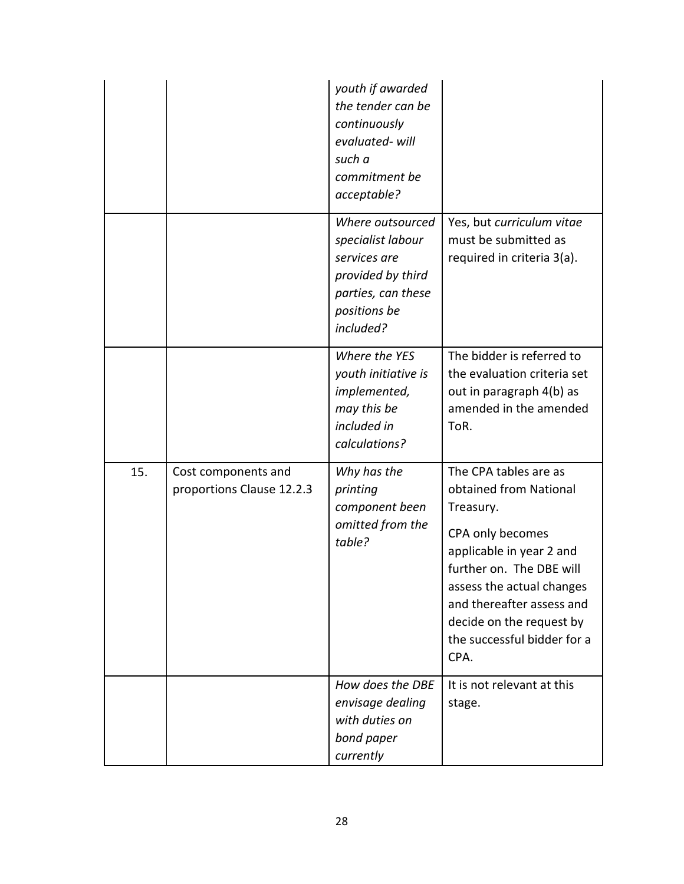| | | | |
|---|---|---|---|
| | | *youth if awarded the tender can be continuously evaluated- will such a commitment be acceptable?* | |
| | | *Where outsourced specialist labour services are provided by third parties, can these positions be included?* | Yes, but *curriculum vitae* must be submitted as required in criteria 3(a). |
| | | *Where the YES youth initiative is implemented, may this be included in calculations?* | The bidder is referred to the evaluation criteria set out in paragraph 4(b) as amended in the amended ToR. |
| 15. | Cost components and proportions Clause 12.2.3 | *Why has the printing component been omitted from the table?* | The CPA tables are as obtained from National Treasury.<br><br>CPA only becomes applicable in year 2 and further on. The DBE will assess the actual changes and thereafter assess and decide on the request by the successful bidder for a CPA. |
| | | *How does the DBE envisage dealing with duties on bond paper currently* | It is not relevant at this stage. |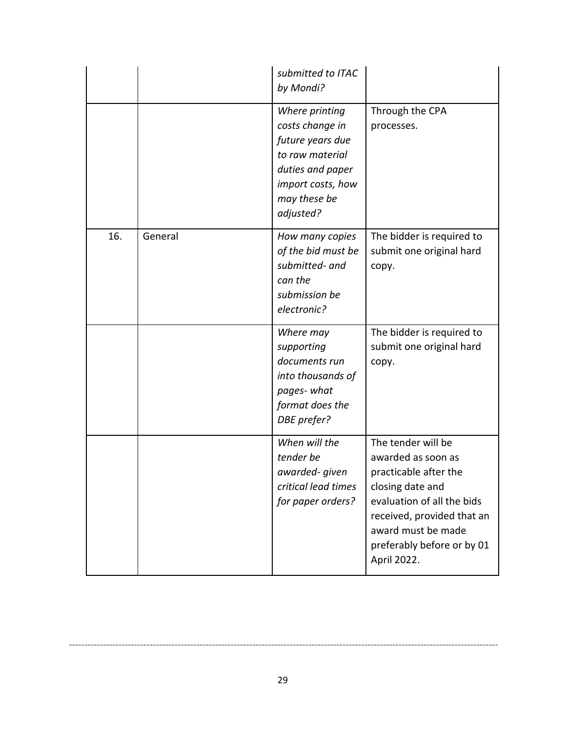| | | | |
|---|---|---|---|
| | | *submitted to ITAC by Mondi?* | |
| | | *Where printing costs change in future years due to raw material duties and paper import costs, how may these be adjusted?* | Through the CPA processes. |
| 16. | General | *How many copies of the bid must be submitted- and can the submission be electronic?* | The bidder is required to submit one original hard copy. |
| | | *Where may supporting documents run into thousands of pages- what format does the DBE prefer?* | The bidder is required to submit one original hard copy. |
| | | *When will the tender be awarded- given critical lead times for paper orders?* | The tender will be awarded as soon as practicable after the closing date and evaluation of all the bids received, provided that an award must be made preferably before or by 01 April 2022. |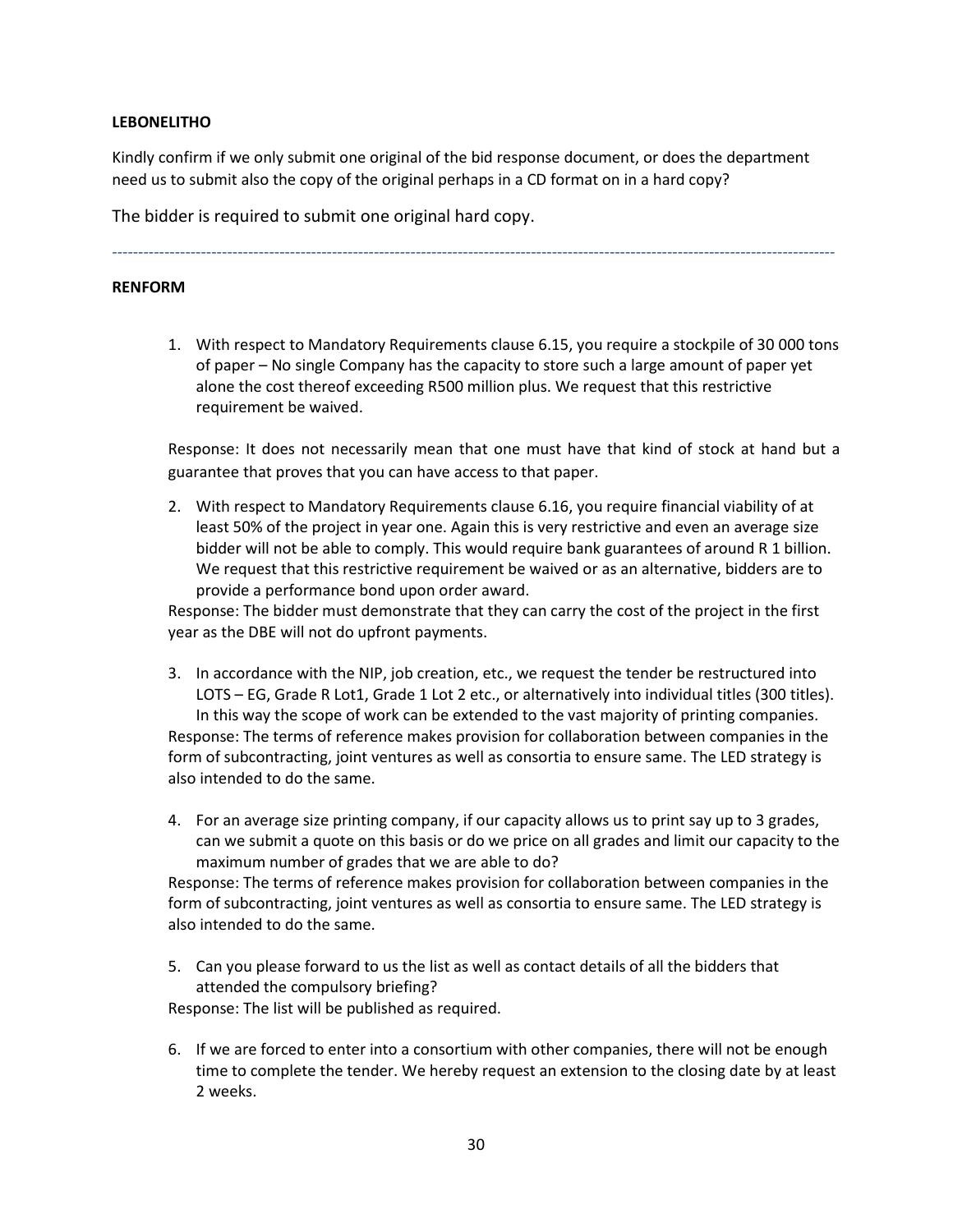**LEBONELITHO**

Kindly confirm if we only submit one original of the bid response document, or does the department need us to submit also the copy of the original perhaps in a CD format on in a hard copy?

The bidder is required to submit one original hard copy.

---

**RENFORM**

1. With respect to Mandatory Requirements clause 6.15, you require a stockpile of 30 000 tons of paper – No single Company has the capacity to store such a large amount of paper yet alone the cost thereof exceeding R500 million plus. We request that this restrictive requirement be waived.

Response: It does not necessarily mean that one must have that kind of stock at hand but a guarantee that proves that you can have access to that paper.

2. With respect to Mandatory Requirements clause 6.16, you require financial viability of at least 50% of the project in year one. Again this is very restrictive and even an average size bidder will not be able to comply. This would require bank guarantees of around R 1 billion. We request that this restrictive requirement be waived or as an alternative, bidders are to provide a performance bond upon order award.

Response: The bidder must demonstrate that they can carry the cost of the project in the first year as the DBE will not do upfront payments.

3. In accordance with the NIP, job creation, etc., we request the tender be restructured into LOTS – EG, Grade R Lot1, Grade 1 Lot 2 etc., or alternatively into individual titles (300 titles). In this way the scope of work can be extended to the vast majority of printing companies.

Response: The terms of reference makes provision for collaboration between companies in the form of subcontracting, joint ventures as well as consortia to ensure same. The LED strategy is also intended to do the same.

4. For an average size printing company, if our capacity allows us to print say up to 3 grades, can we submit a quote on this basis or do we price on all grades and limit our capacity to the maximum number of grades that we are able to do?

Response: The terms of reference makes provision for collaboration between companies in the form of subcontracting, joint ventures as well as consortia to ensure same. The LED strategy is also intended to do the same.

5. Can you please forward to us the list as well as contact details of all the bidders that attended the compulsory briefing?

Response: The list will be published as required.

6. If we are forced to enter into a consortium with other companies, there will not be enough time to complete the tender. We hereby request an extension to the closing date by at least 2 weeks.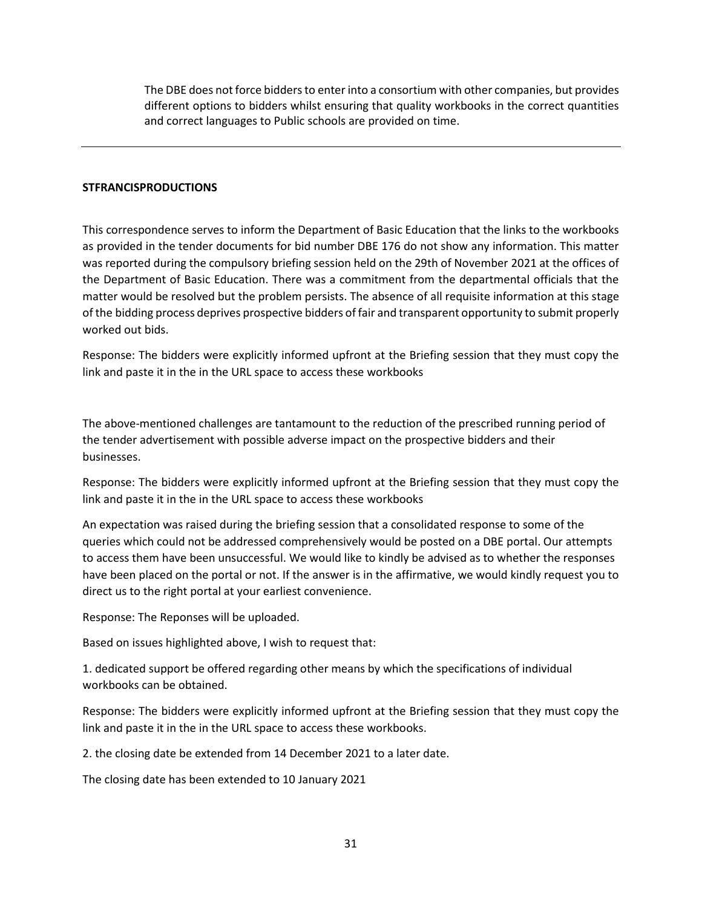The DBE does not force bidders to enter into a consortium with other companies, but provides different options to bidders whilst ensuring that quality workbooks in the correct quantities and correct languages to Public schools are provided on time.

---

**STFRANCISPRODUCTIONS**

This correspondence serves to inform the Department of Basic Education that the links to the workbooks as provided in the tender documents for bid number DBE 176 do not show any information. This matter was reported during the compulsory briefing session held on the 29th of November 2021 at the offices of the Department of Basic Education. There was a commitment from the departmental officials that the matter would be resolved but the problem persists. The absence of all requisite information at this stage of the bidding process deprives prospective bidders of fair and transparent opportunity to submit properly worked out bids.

Response: The bidders were explicitly informed upfront at the Briefing session that they must copy the link and paste it in the in the URL space to access these workbooks

The above-mentioned challenges are tantamount to the reduction of the prescribed running period of the tender advertisement with possible adverse impact on the prospective bidders and their businesses.

Response: The bidders were explicitly informed upfront at the Briefing session that they must copy the link and paste it in the in the URL space to access these workbooks

An expectation was raised during the briefing session that a consolidated response to some of the queries which could not be addressed comprehensively would be posted on a DBE portal. Our attempts to access them have been unsuccessful. We would like to kindly be advised as to whether the responses have been placed on the portal or not. If the answer is in the affirmative, we would kindly request you to direct us to the right portal at your earliest convenience.

Response: The Reponses will be uploaded.

Based on issues highlighted above, I wish to request that:

1. dedicated support be offered regarding other means by which the specifications of individual workbooks can be obtained.

Response: The bidders were explicitly informed upfront at the Briefing session that they must copy the link and paste it in the in the URL space to access these workbooks.

2. the closing date be extended from 14 December 2021 to a later date.

The closing date has been extended to 10 January 2021